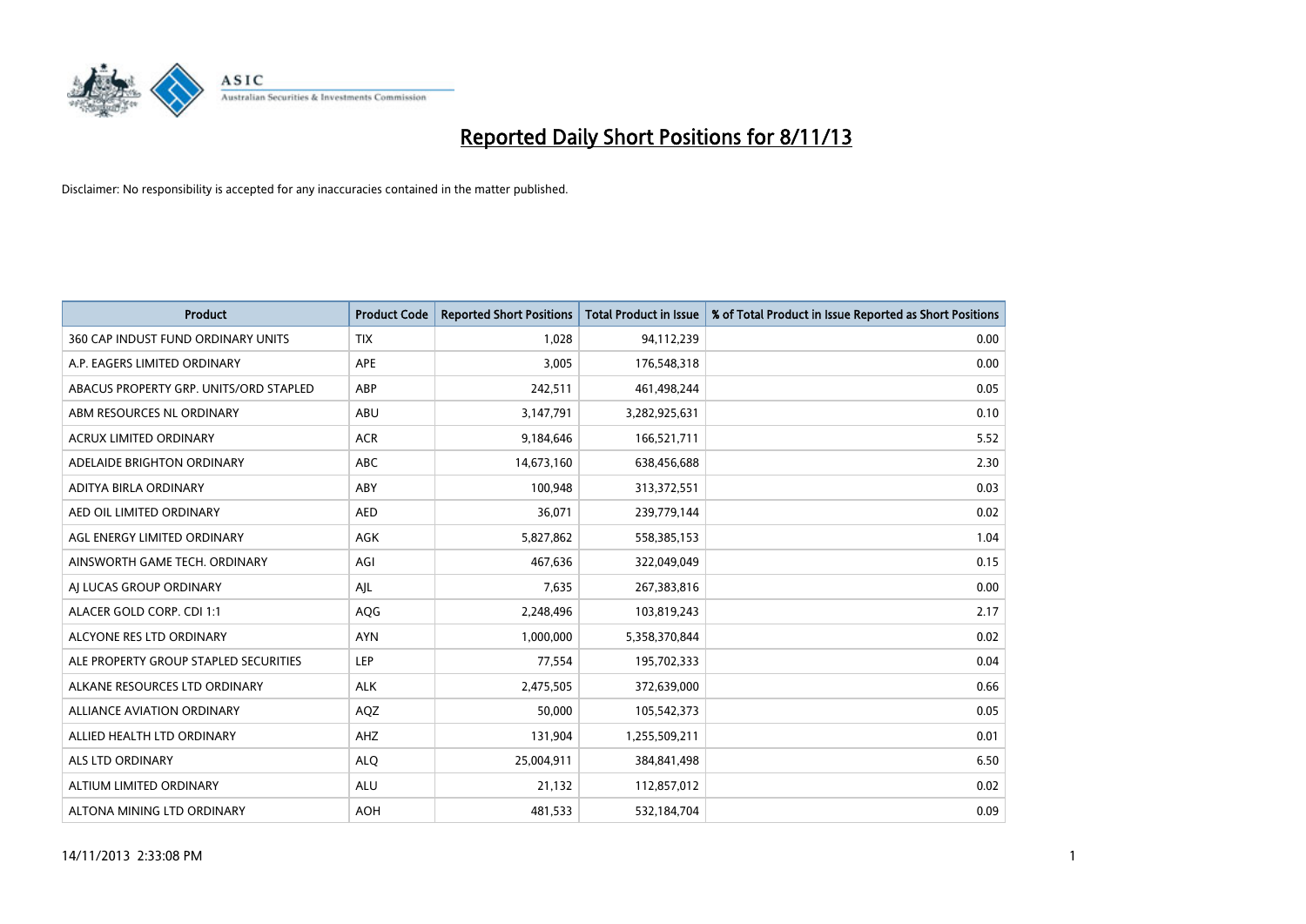# Reported Daily Short Positions for 8/11/13

Disclaimer: No responsibility is accepted for any inaccuracies contained in the matter published.

| Product | Product Code | Reported Short Positions | Total Product in Issue | % of Total Product in Issue Reported as Short Positions |
|---|---|---|---|---|
| 360 CAP INDUST FUND ORDINARY UNITS | TIX | 1,028 | 94,112,239 | 0.00 |
| A.P. EAGERS LIMITED ORDINARY | APE | 3,005 | 176,548,318 | 0.00 |
| ABACUS PROPERTY GRP. UNITS/ORD STAPLED | ABP | 242,511 | 461,498,244 | 0.05 |
| ABM RESOURCES NL ORDINARY | ABU | 3,147,791 | 3,282,925,631 | 0.10 |
| ACRUX LIMITED ORDINARY | ACR | 9,184,646 | 166,521,711 | 5.52 |
| ADELAIDE BRIGHTON ORDINARY | ABC | 14,673,160 | 638,456,688 | 2.30 |
| ADITYA BIRLA ORDINARY | ABY | 100,948 | 313,372,551 | 0.03 |
| AED OIL LIMITED ORDINARY | AED | 36,071 | 239,779,144 | 0.02 |
| AGL ENERGY LIMITED ORDINARY | AGK | 5,827,862 | 558,385,153 | 1.04 |
| AINSWORTH GAME TECH. ORDINARY | AGI | 467,636 | 322,049,049 | 0.15 |
| AJ LUCAS GROUP ORDINARY | AJL | 7,635 | 267,383,816 | 0.00 |
| ALACER GOLD CORP. CDI 1:1 | AQG | 2,248,496 | 103,819,243 | 2.17 |
| ALCYONE RES LTD ORDINARY | AYN | 1,000,000 | 5,358,370,844 | 0.02 |
| ALE PROPERTY GROUP STAPLED SECURITIES | LEP | 77,554 | 195,702,333 | 0.04 |
| ALKANE RESOURCES LTD ORDINARY | ALK | 2,475,505 | 372,639,000 | 0.66 |
| ALLIANCE AVIATION ORDINARY | AQZ | 50,000 | 105,542,373 | 0.05 |
| ALLIED HEALTH LTD ORDINARY | AHZ | 131,904 | 1,255,509,211 | 0.01 |
| ALS LTD ORDINARY | ALQ | 25,004,911 | 384,841,498 | 6.50 |
| ALTIUM LIMITED ORDINARY | ALU | 21,132 | 112,857,012 | 0.02 |
| ALTONA MINING LTD ORDINARY | AOH | 481,533 | 532,184,704 | 0.09 |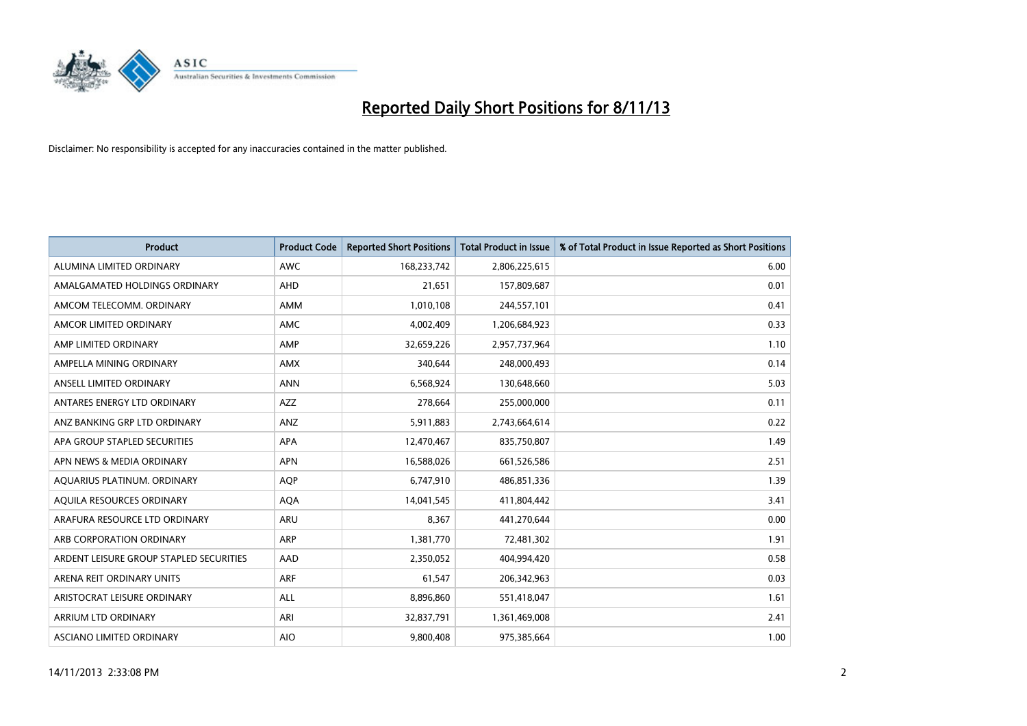# Reported Daily Short Positions for 8/11/13

Disclaimer: No responsibility is accepted for any inaccuracies contained in the matter published.

| Product | Product Code | Reported Short Positions | Total Product in Issue | % of Total Product in Issue Reported as Short Positions |
|---|---|---|---|---|
| ALUMINA LIMITED ORDINARY | AWC | 168,233,742 | 2,806,225,615 | 6.00 |
| AMALGAMATED HOLDINGS ORDINARY | AHD | 21,651 | 157,809,687 | 0.01 |
| AMCOM TELECOMM. ORDINARY | AMM | 1,010,108 | 244,557,101 | 0.41 |
| AMCOR LIMITED ORDINARY | AMC | 4,002,409 | 1,206,684,923 | 0.33 |
| AMP LIMITED ORDINARY | AMP | 32,659,226 | 2,957,737,964 | 1.10 |
| AMPELLA MINING ORDINARY | AMX | 340,644 | 248,000,493 | 0.14 |
| ANSELL LIMITED ORDINARY | ANN | 6,568,924 | 130,648,660 | 5.03 |
| ANTARES ENERGY LTD ORDINARY | AZZ | 278,664 | 255,000,000 | 0.11 |
| ANZ BANKING GRP LTD ORDINARY | ANZ | 5,911,883 | 2,743,664,614 | 0.22 |
| APA GROUP STAPLED SECURITIES | APA | 12,470,467 | 835,750,807 | 1.49 |
| APN NEWS & MEDIA ORDINARY | APN | 16,588,026 | 661,526,586 | 2.51 |
| AQUARIUS PLATINUM. ORDINARY | AQP | 6,747,910 | 486,851,336 | 1.39 |
| AQUILA RESOURCES ORDINARY | AQA | 14,041,545 | 411,804,442 | 3.41 |
| ARAFURA RESOURCE LTD ORDINARY | ARU | 8,367 | 441,270,644 | 0.00 |
| ARB CORPORATION ORDINARY | ARP | 1,381,770 | 72,481,302 | 1.91 |
| ARDENT LEISURE GROUP STAPLED SECURITIES | AAD | 2,350,052 | 404,994,420 | 0.58 |
| ARENA REIT ORDINARY UNITS | ARF | 61,547 | 206,342,963 | 0.03 |
| ARISTOCRAT LEISURE ORDINARY | ALL | 8,896,860 | 551,418,047 | 1.61 |
| ARRIUM LTD ORDINARY | ARI | 32,837,791 | 1,361,469,008 | 2.41 |
| ASCIANO LIMITED ORDINARY | AIO | 9,800,408 | 975,385,664 | 1.00 |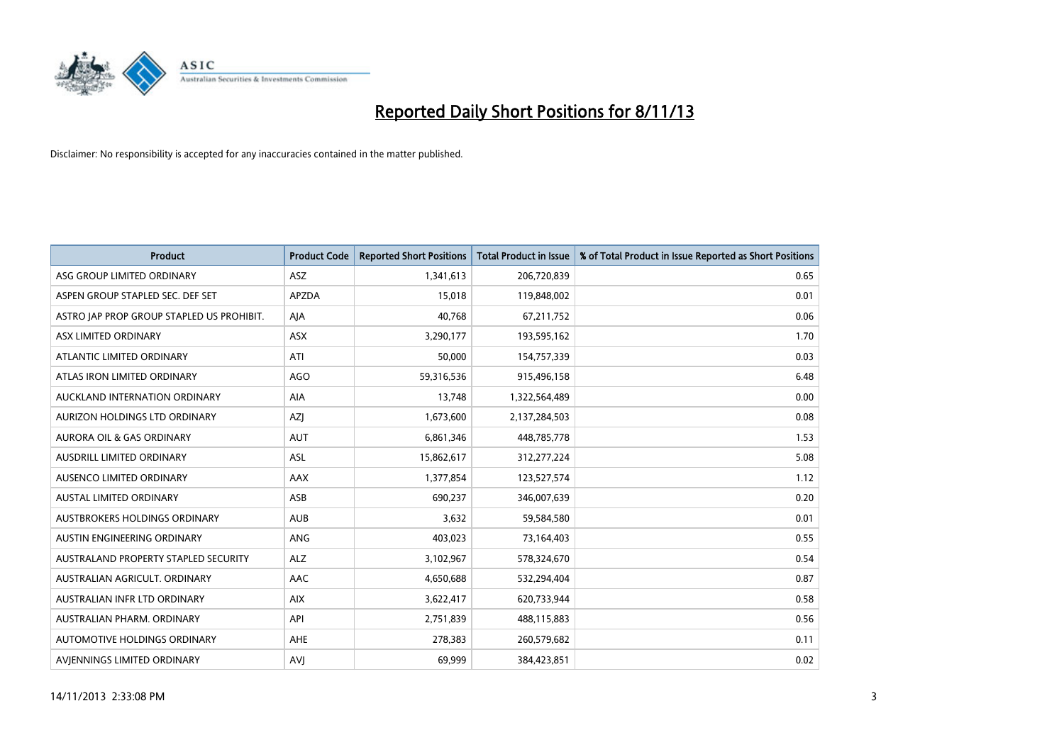# Reported Daily Short Positions for 8/11/13

Disclaimer: No responsibility is accepted for any inaccuracies contained in the matter published.

| Product | Product Code | Reported Short Positions | Total Product in Issue | % of Total Product in Issue Reported as Short Positions |
|---|---|---|---|---|
| ASG GROUP LIMITED ORDINARY | ASZ | 1,341,613 | 206,720,839 | 0.65 |
| ASPEN GROUP STAPLED SEC. DEF SET | APZDA | 15,018 | 119,848,002 | 0.01 |
| ASTRO JAP PROP GROUP STAPLED US PROHIBIT. | AJA | 40,768 | 67,211,752 | 0.06 |
| ASX LIMITED ORDINARY | ASX | 3,290,177 | 193,595,162 | 1.70 |
| ATLANTIC LIMITED ORDINARY | ATI | 50,000 | 154,757,339 | 0.03 |
| ATLAS IRON LIMITED ORDINARY | AGO | 59,316,536 | 915,496,158 | 6.48 |
| AUCKLAND INTERNATION ORDINARY | AIA | 13,748 | 1,322,564,489 | 0.00 |
| AURIZON HOLDINGS LTD ORDINARY | AZJ | 1,673,600 | 2,137,284,503 | 0.08 |
| AURORA OIL & GAS ORDINARY | AUT | 6,861,346 | 448,785,778 | 1.53 |
| AUSDRILL LIMITED ORDINARY | ASL | 15,862,617 | 312,277,224 | 5.08 |
| AUSENCO LIMITED ORDINARY | AAX | 1,377,854 | 123,527,574 | 1.12 |
| AUSTAL LIMITED ORDINARY | ASB | 690,237 | 346,007,639 | 0.20 |
| AUSTBROKERS HOLDINGS ORDINARY | AUB | 3,632 | 59,584,580 | 0.01 |
| AUSTIN ENGINEERING ORDINARY | ANG | 403,023 | 73,164,403 | 0.55 |
| AUSTRALAND PROPERTY STAPLED SECURITY | ALZ | 3,102,967 | 578,324,670 | 0.54 |
| AUSTRALIAN AGRICULT. ORDINARY | AAC | 4,650,688 | 532,294,404 | 0.87 |
| AUSTRALIAN INFR LTD ORDINARY | AIX | 3,622,417 | 620,733,944 | 0.58 |
| AUSTRALIAN PHARM. ORDINARY | API | 2,751,839 | 488,115,883 | 0.56 |
| AUTOMOTIVE HOLDINGS ORDINARY | AHE | 278,383 | 260,579,682 | 0.11 |
| AVJENNINGS LIMITED ORDINARY | AVJ | 69,999 | 384,423,851 | 0.02 |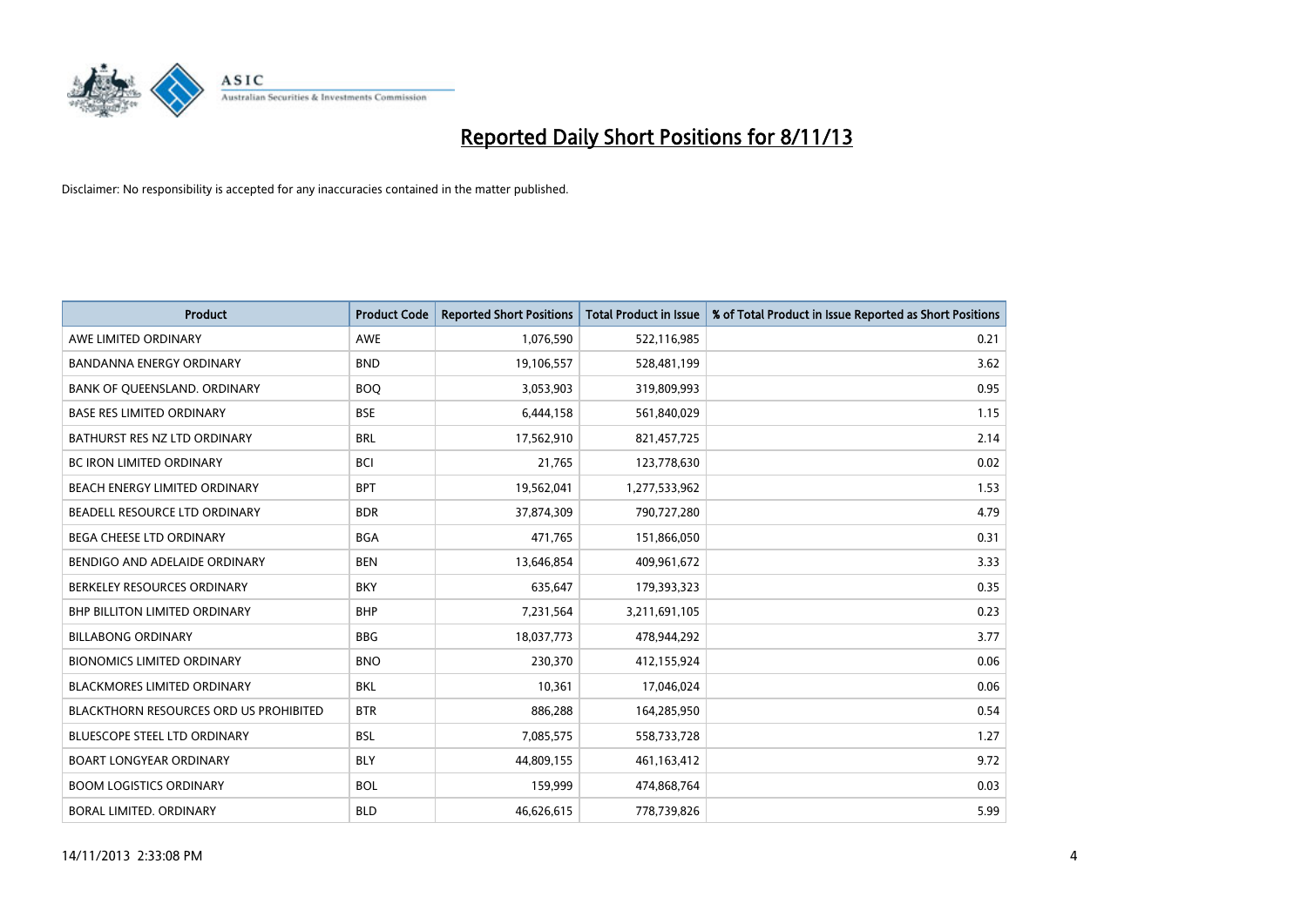# Reported Daily Short Positions for 8/11/13

Disclaimer: No responsibility is accepted for any inaccuracies contained in the matter published.

| Product | Product Code | Reported Short Positions | Total Product in Issue | % of Total Product in Issue Reported as Short Positions |
|---|---|---|---|---|
| AWE LIMITED ORDINARY | AWE | 1,076,590 | 522,116,985 | 0.21 |
| BANDANNA ENERGY ORDINARY | BND | 19,106,557 | 528,481,199 | 3.62 |
| BANK OF QUEENSLAND. ORDINARY | BOQ | 3,053,903 | 319,809,993 | 0.95 |
| BASE RES LIMITED ORDINARY | BSE | 6,444,158 | 561,840,029 | 1.15 |
| BATHURST RES NZ LTD ORDINARY | BRL | 17,562,910 | 821,457,725 | 2.14 |
| BC IRON LIMITED ORDINARY | BCI | 21,765 | 123,778,630 | 0.02 |
| BEACH ENERGY LIMITED ORDINARY | BPT | 19,562,041 | 1,277,533,962 | 1.53 |
| BEADELL RESOURCE LTD ORDINARY | BDR | 37,874,309 | 790,727,280 | 4.79 |
| BEGA CHEESE LTD ORDINARY | BGA | 471,765 | 151,866,050 | 0.31 |
| BENDIGO AND ADELAIDE ORDINARY | BEN | 13,646,854 | 409,961,672 | 3.33 |
| BERKELEY RESOURCES ORDINARY | BKY | 635,647 | 179,393,323 | 0.35 |
| BHP BILLITON LIMITED ORDINARY | BHP | 7,231,564 | 3,211,691,105 | 0.23 |
| BILLABONG ORDINARY | BBG | 18,037,773 | 478,944,292 | 3.77 |
| BIONOMICS LIMITED ORDINARY | BNO | 230,370 | 412,155,924 | 0.06 |
| BLACKMORES LIMITED ORDINARY | BKL | 10,361 | 17,046,024 | 0.06 |
| BLACKTHORN RESOURCES ORD US PROHIBITED | BTR | 886,288 | 164,285,950 | 0.54 |
| BLUESCOPE STEEL LTD ORDINARY | BSL | 7,085,575 | 558,733,728 | 1.27 |
| BOART LONGYEAR ORDINARY | BLY | 44,809,155 | 461,163,412 | 9.72 |
| BOOM LOGISTICS ORDINARY | BOL | 159,999 | 474,868,764 | 0.03 |
| BORAL LIMITED. ORDINARY | BLD | 46,626,615 | 778,739,826 | 5.99 |

14/11/2013 2:33:08 PM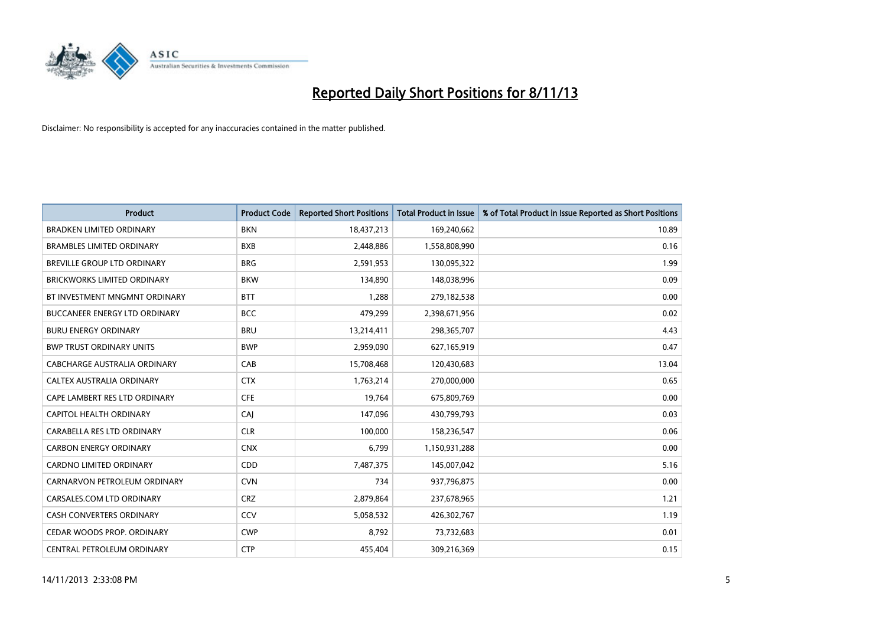# Reported Daily Short Positions for 8/11/13

Disclaimer: No responsibility is accepted for any inaccuracies contained in the matter published.

| Product | Product Code | Reported Short Positions | Total Product in Issue | % of Total Product in Issue Reported as Short Positions |
|---|---|---|---|---|
| BRADKEN LIMITED ORDINARY | BKN | 18,437,213 | 169,240,662 | 10.89 |
| BRAMBLES LIMITED ORDINARY | BXB | 2,448,886 | 1,558,808,990 | 0.16 |
| BREVILLE GROUP LTD ORDINARY | BRG | 2,591,953 | 130,095,322 | 1.99 |
| BRICKWORKS LIMITED ORDINARY | BKW | 134,890 | 148,038,996 | 0.09 |
| BT INVESTMENT MNGMNT ORDINARY | BTT | 1,288 | 279,182,538 | 0.00 |
| BUCCANEER ENERGY LTD ORDINARY | BCC | 479,299 | 2,398,671,956 | 0.02 |
| BURU ENERGY ORDINARY | BRU | 13,214,411 | 298,365,707 | 4.43 |
| BWP TRUST ORDINARY UNITS | BWP | 2,959,090 | 627,165,919 | 0.47 |
| CABCHARGE AUSTRALIA ORDINARY | CAB | 15,708,468 | 120,430,683 | 13.04 |
| CALTEX AUSTRALIA ORDINARY | CTX | 1,763,214 | 270,000,000 | 0.65 |
| CAPE LAMBERT RES LTD ORDINARY | CFE | 19,764 | 675,809,769 | 0.00 |
| CAPITOL HEALTH ORDINARY | CAJ | 147,096 | 430,799,793 | 0.03 |
| CARABELLA RES LTD ORDINARY | CLR | 100,000 | 158,236,547 | 0.06 |
| CARBON ENERGY ORDINARY | CNX | 6,799 | 1,150,931,288 | 0.00 |
| CARDNO LIMITED ORDINARY | CDD | 7,487,375 | 145,007,042 | 5.16 |
| CARNARVON PETROLEUM ORDINARY | CVN | 734 | 937,796,875 | 0.00 |
| CARSALES.COM LTD ORDINARY | CRZ | 2,879,864 | 237,678,965 | 1.21 |
| CASH CONVERTERS ORDINARY | CCV | 5,058,532 | 426,302,767 | 1.19 |
| CEDAR WOODS PROP. ORDINARY | CWP | 8,792 | 73,732,683 | 0.01 |
| CENTRAL PETROLEUM ORDINARY | CTP | 455,404 | 309,216,369 | 0.15 |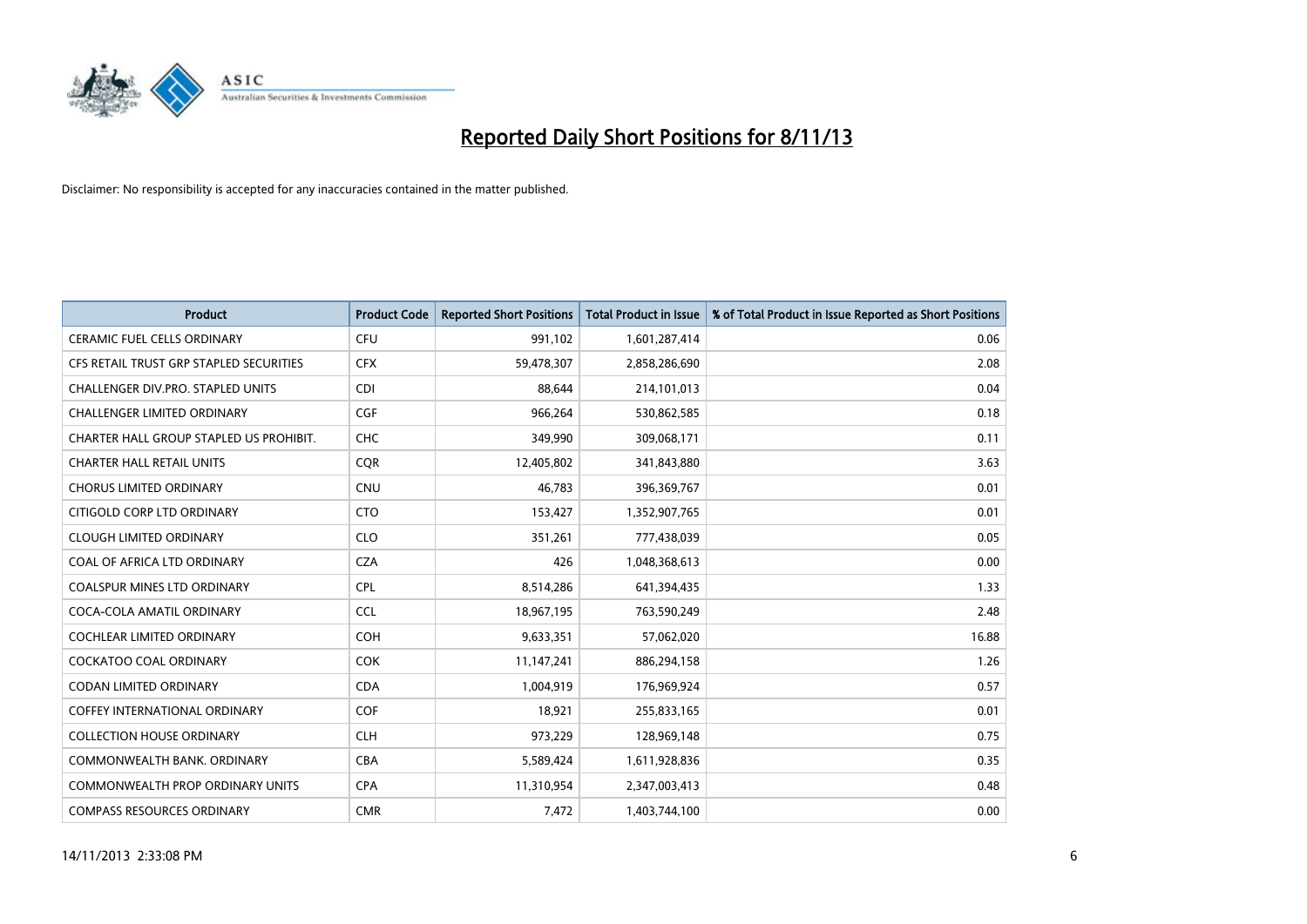# Reported Daily Short Positions for 8/11/13

Disclaimer: No responsibility is accepted for any inaccuracies contained in the matter published.

| Product | Product Code | Reported Short Positions | Total Product in Issue | % of Total Product in Issue Reported as Short Positions |
|---|---|---|---|---|
| CERAMIC FUEL CELLS ORDINARY | CFU | 991,102 | 1,601,287,414 | 0.06 |
| CFS RETAIL TRUST GRP STAPLED SECURITIES | CFX | 59,478,307 | 2,858,286,690 | 2.08 |
| CHALLENGER DIV.PRO. STAPLED UNITS | CDI | 88,644 | 214,101,013 | 0.04 |
| CHALLENGER LIMITED ORDINARY | CGF | 966,264 | 530,862,585 | 0.18 |
| CHARTER HALL GROUP STAPLED US PROHIBIT. | CHC | 349,990 | 309,068,171 | 0.11 |
| CHARTER HALL RETAIL UNITS | CQR | 12,405,802 | 341,843,880 | 3.63 |
| CHORUS LIMITED ORDINARY | CNU | 46,783 | 396,369,767 | 0.01 |
| CITIGOLD CORP LTD ORDINARY | CTO | 153,427 | 1,352,907,765 | 0.01 |
| CLOUGH LIMITED ORDINARY | CLO | 351,261 | 777,438,039 | 0.05 |
| COAL OF AFRICA LTD ORDINARY | CZA | 426 | 1,048,368,613 | 0.00 |
| COALSPUR MINES LTD ORDINARY | CPL | 8,514,286 | 641,394,435 | 1.33 |
| COCA-COLA AMATIL ORDINARY | CCL | 18,967,195 | 763,590,249 | 2.48 |
| COCHLEAR LIMITED ORDINARY | COH | 9,633,351 | 57,062,020 | 16.88 |
| COCKATOO COAL ORDINARY | COK | 11,147,241 | 886,294,158 | 1.26 |
| CODAN LIMITED ORDINARY | CDA | 1,004,919 | 176,969,924 | 0.57 |
| COFFEY INTERNATIONAL ORDINARY | COF | 18,921 | 255,833,165 | 0.01 |
| COLLECTION HOUSE ORDINARY | CLH | 973,229 | 128,969,148 | 0.75 |
| COMMONWEALTH BANK. ORDINARY | CBA | 5,589,424 | 1,611,928,836 | 0.35 |
| COMMONWEALTH PROP ORDINARY UNITS | CPA | 11,310,954 | 2,347,003,413 | 0.48 |
| COMPASS RESOURCES ORDINARY | CMR | 7,472 | 1,403,744,100 | 0.00 |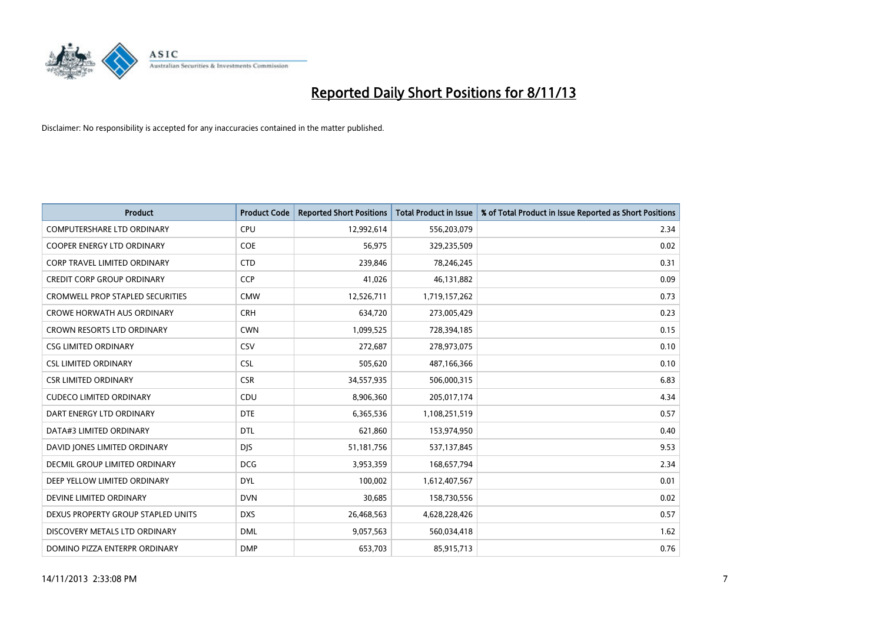# Reported Daily Short Positions for 8/11/13

Disclaimer: No responsibility is accepted for any inaccuracies contained in the matter published.

| Product | Product Code | Reported Short Positions | Total Product in Issue | % of Total Product in Issue Reported as Short Positions |
|---|---|---|---|---|
| COMPUTERSHARE LTD ORDINARY | CPU | 12,992,614 | 556,203,079 | 2.34 |
| COOPER ENERGY LTD ORDINARY | COE | 56,975 | 329,235,509 | 0.02 |
| CORP TRAVEL LIMITED ORDINARY | CTD | 239,846 | 78,246,245 | 0.31 |
| CREDIT CORP GROUP ORDINARY | CCP | 41,026 | 46,131,882 | 0.09 |
| CROMWELL PROP STAPLED SECURITIES | CMW | 12,526,711 | 1,719,157,262 | 0.73 |
| CROWE HORWATH AUS ORDINARY | CRH | 634,720 | 273,005,429 | 0.23 |
| CROWN RESORTS LTD ORDINARY | CWN | 1,099,525 | 728,394,185 | 0.15 |
| CSG LIMITED ORDINARY | CSV | 272,687 | 278,973,075 | 0.10 |
| CSL LIMITED ORDINARY | CSL | 505,620 | 487,166,366 | 0.10 |
| CSR LIMITED ORDINARY | CSR | 34,557,935 | 506,000,315 | 6.83 |
| CUDECO LIMITED ORDINARY | CDU | 8,906,360 | 205,017,174 | 4.34 |
| DART ENERGY LTD ORDINARY | DTE | 6,365,536 | 1,108,251,519 | 0.57 |
| DATA#3 LIMITED ORDINARY | DTL | 621,860 | 153,974,950 | 0.40 |
| DAVID JONES LIMITED ORDINARY | DJS | 51,181,756 | 537,137,845 | 9.53 |
| DECMIL GROUP LIMITED ORDINARY | DCG | 3,953,359 | 168,657,794 | 2.34 |
| DEEP YELLOW LIMITED ORDINARY | DYL | 100,002 | 1,612,407,567 | 0.01 |
| DEVINE LIMITED ORDINARY | DVN | 30,685 | 158,730,556 | 0.02 |
| DEXUS PROPERTY GROUP STAPLED UNITS | DXS | 26,468,563 | 4,628,228,426 | 0.57 |
| DISCOVERY METALS LTD ORDINARY | DML | 9,057,563 | 560,034,418 | 1.62 |
| DOMINO PIZZA ENTERPR ORDINARY | DMP | 653,703 | 85,915,713 | 0.76 |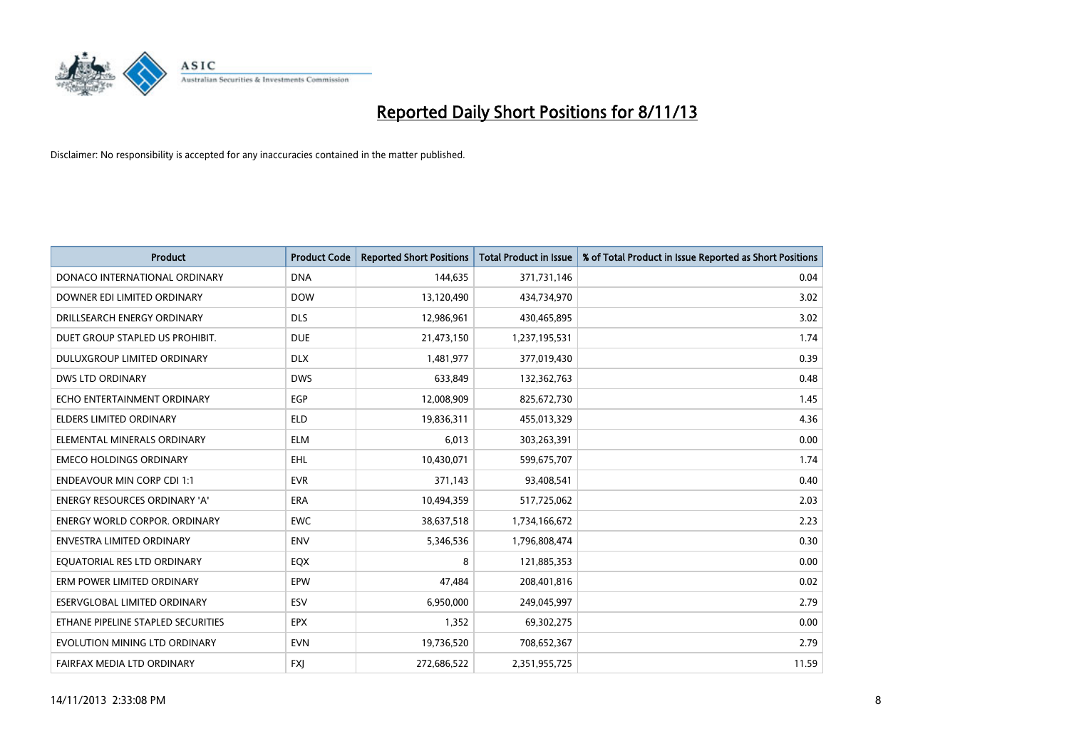# Reported Daily Short Positions for 8/11/13

Disclaimer: No responsibility is accepted for any inaccuracies contained in the matter published.

| Product | Product Code | Reported Short Positions | Total Product in Issue | % of Total Product in Issue Reported as Short Positions |
|---|---|---|---|---|
| DONACO INTERNATIONAL ORDINARY | DNA | 144,635 | 371,731,146 | 0.04 |
| DOWNER EDI LIMITED ORDINARY | DOW | 13,120,490 | 434,734,970 | 3.02 |
| DRILLSEARCH ENERGY ORDINARY | DLS | 12,986,961 | 430,465,895 | 3.02 |
| DUET GROUP STAPLED US PROHIBIT. | DUE | 21,473,150 | 1,237,195,531 | 1.74 |
| DULUXGROUP LIMITED ORDINARY | DLX | 1,481,977 | 377,019,430 | 0.39 |
| DWS LTD ORDINARY | DWS | 633,849 | 132,362,763 | 0.48 |
| ECHO ENTERTAINMENT ORDINARY | EGP | 12,008,909 | 825,672,730 | 1.45 |
| ELDERS LIMITED ORDINARY | ELD | 19,836,311 | 455,013,329 | 4.36 |
| ELEMENTAL MINERALS ORDINARY | ELM | 6,013 | 303,263,391 | 0.00 |
| EMECO HOLDINGS ORDINARY | EHL | 10,430,071 | 599,675,707 | 1.74 |
| ENDEAVOUR MIN CORP CDI 1:1 | EVR | 371,143 | 93,408,541 | 0.40 |
| ENERGY RESOURCES ORDINARY 'A' | ERA | 10,494,359 | 517,725,062 | 2.03 |
| ENERGY WORLD CORPOR. ORDINARY | EWC | 38,637,518 | 1,734,166,672 | 2.23 |
| ENVESTRA LIMITED ORDINARY | ENV | 5,346,536 | 1,796,808,474 | 0.30 |
| EQUATORIAL RES LTD ORDINARY | EQX | 8 | 121,885,353 | 0.00 |
| ERM POWER LIMITED ORDINARY | EPW | 47,484 | 208,401,816 | 0.02 |
| ESERVGLOBAL LIMITED ORDINARY | ESV | 6,950,000 | 249,045,997 | 2.79 |
| ETHANE PIPELINE STAPLED SECURITIES | EPX | 1,352 | 69,302,275 | 0.00 |
| EVOLUTION MINING LTD ORDINARY | EVN | 19,736,520 | 708,652,367 | 2.79 |
| FAIRFAX MEDIA LTD ORDINARY | FXJ | 272,686,522 | 2,351,955,725 | 11.59 |

14/11/2013 2:33:08 PM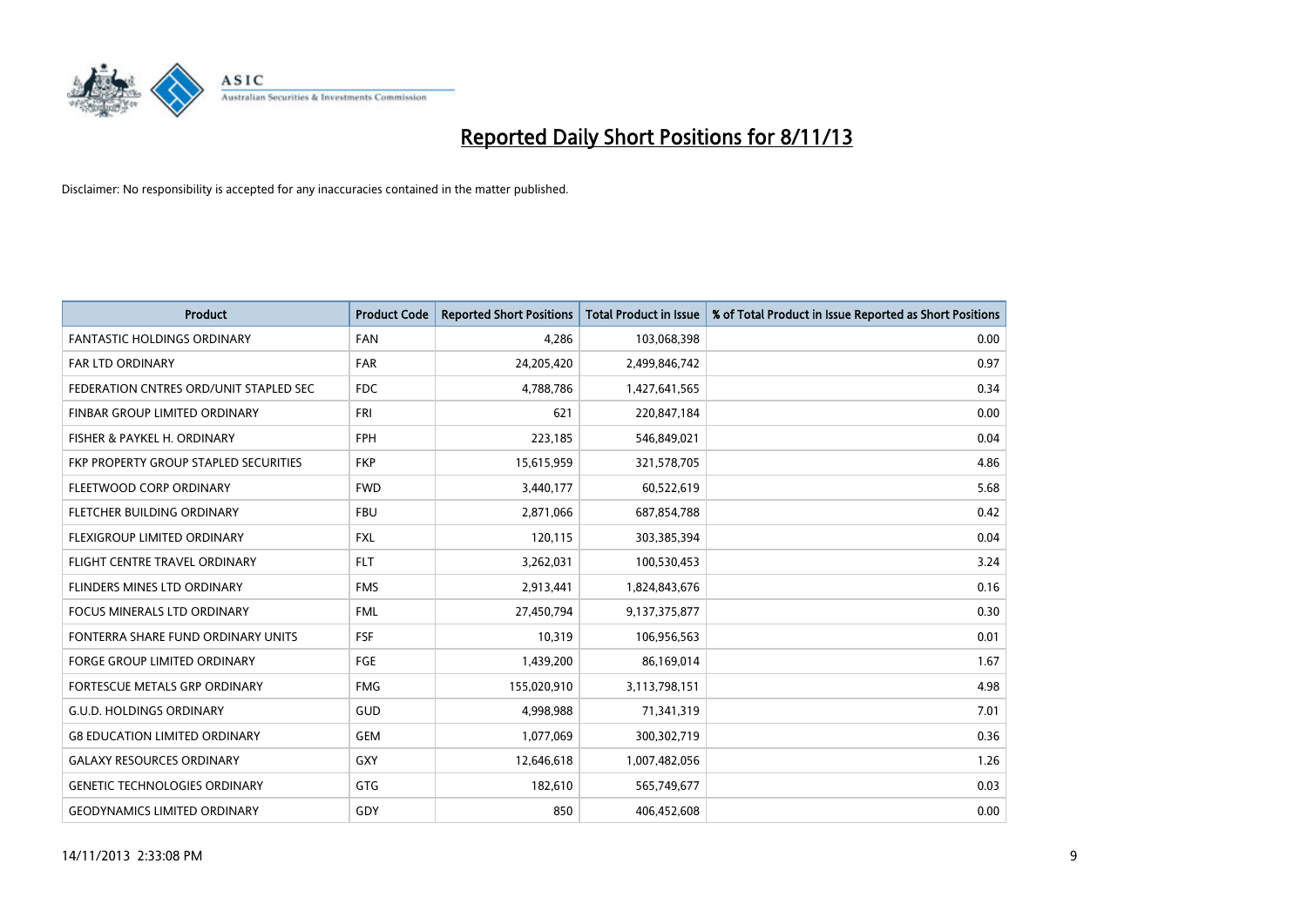# Reported Daily Short Positions for 8/11/13

Disclaimer: No responsibility is accepted for any inaccuracies contained in the matter published.

| Product | Product Code | Reported Short Positions | Total Product in Issue | % of Total Product in Issue Reported as Short Positions |
|---|---|---|---|---|
| FANTASTIC HOLDINGS ORDINARY | FAN | 4,286 | 103,068,398 | 0.00 |
| FAR LTD ORDINARY | FAR | 24,205,420 | 2,499,846,742 | 0.97 |
| FEDERATION CNTRES ORD/UNIT STAPLED SEC | FDC | 4,788,786 | 1,427,641,565 | 0.34 |
| FINBAR GROUP LIMITED ORDINARY | FRI | 621 | 220,847,184 | 0.00 |
| FISHER & PAYKEL H. ORDINARY | FPH | 223,185 | 546,849,021 | 0.04 |
| FKP PROPERTY GROUP STAPLED SECURITIES | FKP | 15,615,959 | 321,578,705 | 4.86 |
| FLEETWOOD CORP ORDINARY | FWD | 3,440,177 | 60,522,619 | 5.68 |
| FLETCHER BUILDING ORDINARY | FBU | 2,871,066 | 687,854,788 | 0.42 |
| FLEXIGROUP LIMITED ORDINARY | FXL | 120,115 | 303,385,394 | 0.04 |
| FLIGHT CENTRE TRAVEL ORDINARY | FLT | 3,262,031 | 100,530,453 | 3.24 |
| FLINDERS MINES LTD ORDINARY | FMS | 2,913,441 | 1,824,843,676 | 0.16 |
| FOCUS MINERALS LTD ORDINARY | FML | 27,450,794 | 9,137,375,877 | 0.30 |
| FONTERRA SHARE FUND ORDINARY UNITS | FSF | 10,319 | 106,956,563 | 0.01 |
| FORGE GROUP LIMITED ORDINARY | FGE | 1,439,200 | 86,169,014 | 1.67 |
| FORTESCUE METALS GRP ORDINARY | FMG | 155,020,910 | 3,113,798,151 | 4.98 |
| G.U.D. HOLDINGS ORDINARY | GUD | 4,998,988 | 71,341,319 | 7.01 |
| G8 EDUCATION LIMITED ORDINARY | GEM | 1,077,069 | 300,302,719 | 0.36 |
| GALAXY RESOURCES ORDINARY | GXY | 12,646,618 | 1,007,482,056 | 1.26 |
| GENETIC TECHNOLOGIES ORDINARY | GTG | 182,610 | 565,749,677 | 0.03 |
| GEODYNAMICS LIMITED ORDINARY | GDY | 850 | 406,452,608 | 0.00 |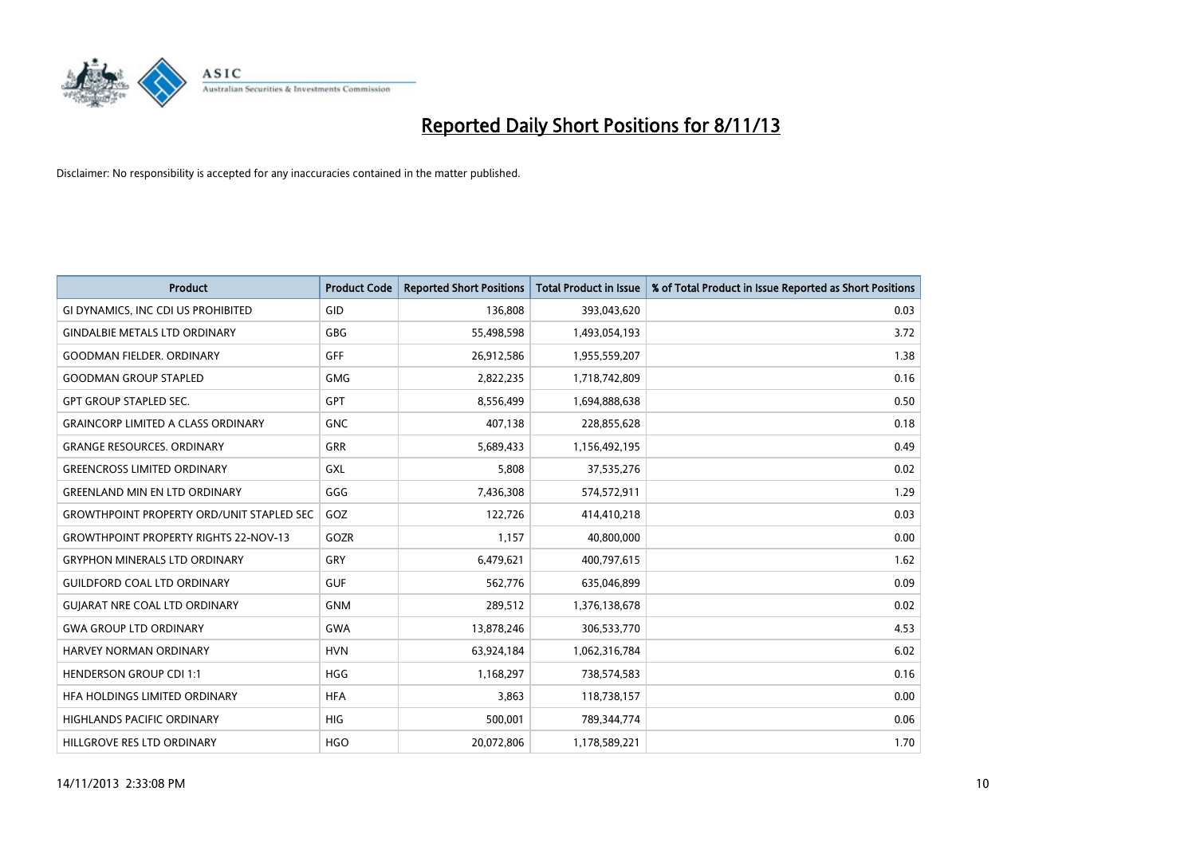# Reported Daily Short Positions for 8/11/13

Disclaimer: No responsibility is accepted for any inaccuracies contained in the matter published.

| Product | Product Code | Reported Short Positions | Total Product in Issue | % of Total Product in Issue Reported as Short Positions |
|---|---|---|---|---|
| GI DYNAMICS, INC CDI US PROHIBITED | GID | 136,808 | 393,043,620 | 0.03 |
| GINDALBIE METALS LTD ORDINARY | GBG | 55,498,598 | 1,493,054,193 | 3.72 |
| GOODMAN FIELDER. ORDINARY | GFF | 26,912,586 | 1,955,559,207 | 1.38 |
| GOODMAN GROUP STAPLED | GMG | 2,822,235 | 1,718,742,809 | 0.16 |
| GPT GROUP STAPLED SEC. | GPT | 8,556,499 | 1,694,888,638 | 0.50 |
| GRAINCORP LIMITED A CLASS ORDINARY | GNC | 407,138 | 228,855,628 | 0.18 |
| GRANGE RESOURCES. ORDINARY | GRR | 5,689,433 | 1,156,492,195 | 0.49 |
| GREENCROSS LIMITED ORDINARY | GXL | 5,808 | 37,535,276 | 0.02 |
| GREENLAND MIN EN LTD ORDINARY | GGG | 7,436,308 | 574,572,911 | 1.29 |
| GROWTHPOINT PROPERTY ORD/UNIT STAPLED SEC | GOZ | 122,726 | 414,410,218 | 0.03 |
| GROWTHPOINT PROPERTY RIGHTS 22-NOV-13 | GOZR | 1,157 | 40,800,000 | 0.00 |
| GRYPHON MINERALS LTD ORDINARY | GRY | 6,479,621 | 400,797,615 | 1.62 |
| GUILDFORD COAL LTD ORDINARY | GUF | 562,776 | 635,046,899 | 0.09 |
| GUJARAT NRE COAL LTD ORDINARY | GNM | 289,512 | 1,376,138,678 | 0.02 |
| GWA GROUP LTD ORDINARY | GWA | 13,878,246 | 306,533,770 | 4.53 |
| HARVEY NORMAN ORDINARY | HVN | 63,924,184 | 1,062,316,784 | 6.02 |
| HENDERSON GROUP CDI 1:1 | HGG | 1,168,297 | 738,574,583 | 0.16 |
| HFA HOLDINGS LIMITED ORDINARY | HFA | 3,863 | 118,738,157 | 0.00 |
| HIGHLANDS PACIFIC ORDINARY | HIG | 500,001 | 789,344,774 | 0.06 |
| HILLGROVE RES LTD ORDINARY | HGO | 20,072,806 | 1,178,589,221 | 1.70 |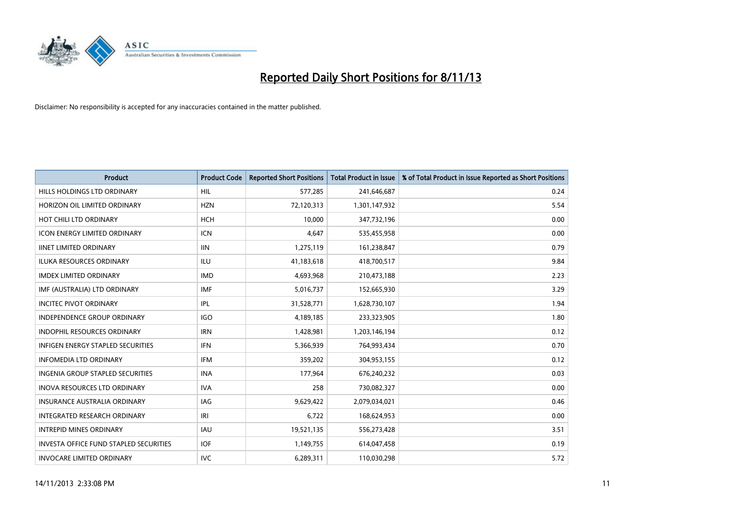# Reported Daily Short Positions for 8/11/13

Disclaimer: No responsibility is accepted for any inaccuracies contained in the matter published.

| Product | Product Code | Reported Short Positions | Total Product in Issue | % of Total Product in Issue Reported as Short Positions |
|---|---|---|---|---|
| HILLS HOLDINGS LTD ORDINARY | HIL | 577,285 | 241,646,687 | 0.24 |
| HORIZON OIL LIMITED ORDINARY | HZN | 72,120,313 | 1,301,147,932 | 5.54 |
| HOT CHILI LTD ORDINARY | HCH | 10,000 | 347,732,196 | 0.00 |
| ICON ENERGY LIMITED ORDINARY | ICN | 4,647 | 535,455,958 | 0.00 |
| IINET LIMITED ORDINARY | IIN | 1,275,119 | 161,238,847 | 0.79 |
| ILUKA RESOURCES ORDINARY | ILU | 41,183,618 | 418,700,517 | 9.84 |
| IMDEX LIMITED ORDINARY | IMD | 4,693,968 | 210,473,188 | 2.23 |
| IMF (AUSTRALIA) LTD ORDINARY | IMF | 5,016,737 | 152,665,930 | 3.29 |
| INCITEC PIVOT ORDINARY | IPL | 31,528,771 | 1,628,730,107 | 1.94 |
| INDEPENDENCE GROUP ORDINARY | IGO | 4,189,185 | 233,323,905 | 1.80 |
| INDOPHIL RESOURCES ORDINARY | IRN | 1,428,981 | 1,203,146,194 | 0.12 |
| INFIGEN ENERGY STAPLED SECURITIES | IFN | 5,366,939 | 764,993,434 | 0.70 |
| INFOMEDIA LTD ORDINARY | IFM | 359,202 | 304,953,155 | 0.12 |
| INGENIA GROUP STAPLED SECURITIES | INA | 177,964 | 676,240,232 | 0.03 |
| INOVA RESOURCES LTD ORDINARY | IVA | 258 | 730,082,327 | 0.00 |
| INSURANCE AUSTRALIA ORDINARY | IAG | 9,629,422 | 2,079,034,021 | 0.46 |
| INTEGRATED RESEARCH ORDINARY | IRI | 6,722 | 168,624,953 | 0.00 |
| INTREPID MINES ORDINARY | IAU | 19,521,135 | 556,273,428 | 3.51 |
| INVESTA OFFICE FUND STAPLED SECURITIES | IOF | 1,149,755 | 614,047,458 | 0.19 |
| INVOCARE LIMITED ORDINARY | IVC | 6,289,311 | 110,030,298 | 5.72 |

14/11/2013 2:33:08 PM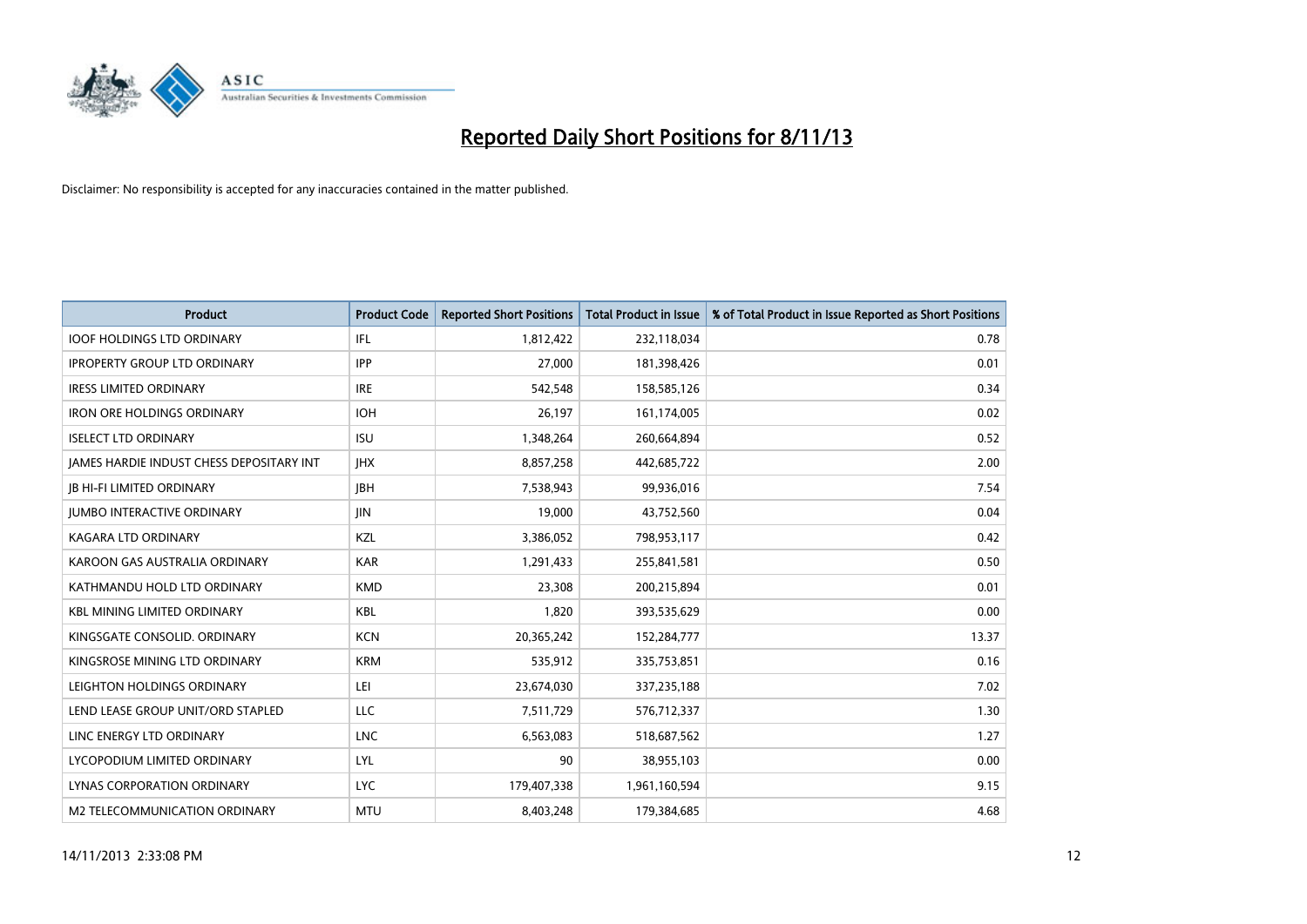# Reported Daily Short Positions for 8/11/13

Disclaimer: No responsibility is accepted for any inaccuracies contained in the matter published.

| Product | Product Code | Reported Short Positions | Total Product in Issue | % of Total Product in Issue Reported as Short Positions |
|---|---|---|---|---|
| IOOF HOLDINGS LTD ORDINARY | IFL | 1,812,422 | 232,118,034 | 0.78 |
| IPROPERTY GROUP LTD ORDINARY | IPP | 27,000 | 181,398,426 | 0.01 |
| IRESS LIMITED ORDINARY | IRE | 542,548 | 158,585,126 | 0.34 |
| IRON ORE HOLDINGS ORDINARY | IOH | 26,197 | 161,174,005 | 0.02 |
| ISELECT LTD ORDINARY | ISU | 1,348,264 | 260,664,894 | 0.52 |
| JAMES HARDIE INDUST CHESS DEPOSITARY INT | JHX | 8,857,258 | 442,685,722 | 2.00 |
| JB HI-FI LIMITED ORDINARY | JBH | 7,538,943 | 99,936,016 | 7.54 |
| JUMBO INTERACTIVE ORDINARY | JIN | 19,000 | 43,752,560 | 0.04 |
| KAGARA LTD ORDINARY | KZL | 3,386,052 | 798,953,117 | 0.42 |
| KAROON GAS AUSTRALIA ORDINARY | KAR | 1,291,433 | 255,841,581 | 0.50 |
| KATHMANDU HOLD LTD ORDINARY | KMD | 23,308 | 200,215,894 | 0.01 |
| KBL MINING LIMITED ORDINARY | KBL | 1,820 | 393,535,629 | 0.00 |
| KINGSGATE CONSOLID. ORDINARY | KCN | 20,365,242 | 152,284,777 | 13.37 |
| KINGSROSE MINING LTD ORDINARY | KRM | 535,912 | 335,753,851 | 0.16 |
| LEIGHTON HOLDINGS ORDINARY | LEI | 23,674,030 | 337,235,188 | 7.02 |
| LEND LEASE GROUP UNIT/ORD STAPLED | LLC | 7,511,729 | 576,712,337 | 1.30 |
| LINC ENERGY LTD ORDINARY | LNC | 6,563,083 | 518,687,562 | 1.27 |
| LYCOPODIUM LIMITED ORDINARY | LYL | 90 | 38,955,103 | 0.00 |
| LYNAS CORPORATION ORDINARY | LYC | 179,407,338 | 1,961,160,594 | 9.15 |
| M2 TELECOMMUNICATION ORDINARY | MTU | 8,403,248 | 179,384,685 | 4.68 |

14/11/2013 2:33:08 PM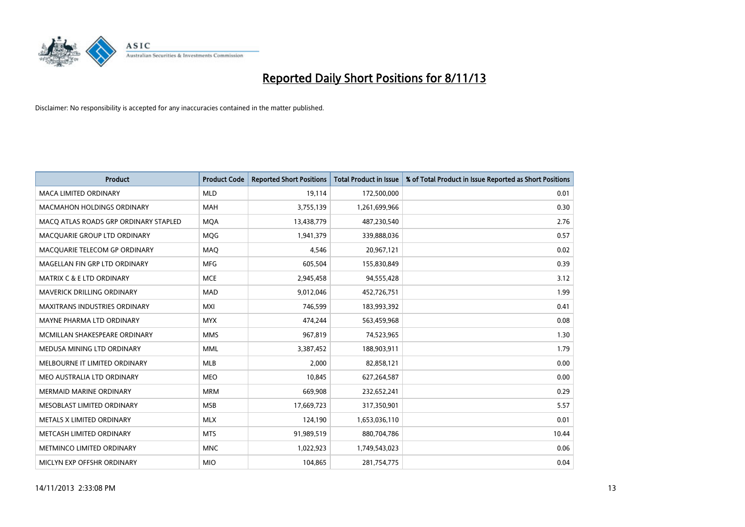# Reported Daily Short Positions for 8/11/13

Disclaimer: No responsibility is accepted for any inaccuracies contained in the matter published.

| Product | Product Code | Reported Short Positions | Total Product in Issue | % of Total Product in Issue Reported as Short Positions |
|---|---|---|---|---|
| MACA LIMITED ORDINARY | MLD | 19,114 | 172,500,000 | 0.01 |
| MACMAHON HOLDINGS ORDINARY | MAH | 3,755,139 | 1,261,699,966 | 0.30 |
| MACQ ATLAS ROADS GRP ORDINARY STAPLED | MQA | 13,438,779 | 487,230,540 | 2.76 |
| MACQUARIE GROUP LTD ORDINARY | MQG | 1,941,379 | 339,888,036 | 0.57 |
| MACQUARIE TELECOM GP ORDINARY | MAQ | 4,546 | 20,967,121 | 0.02 |
| MAGELLAN FIN GRP LTD ORDINARY | MFG | 605,504 | 155,830,849 | 0.39 |
| MATRIX C & E LTD ORDINARY | MCE | 2,945,458 | 94,555,428 | 3.12 |
| MAVERICK DRILLING ORDINARY | MAD | 9,012,046 | 452,726,751 | 1.99 |
| MAXITRANS INDUSTRIES ORDINARY | MXI | 746,599 | 183,993,392 | 0.41 |
| MAYNE PHARMA LTD ORDINARY | MYX | 474,244 | 563,459,968 | 0.08 |
| MCMILLAN SHAKESPEARE ORDINARY | MMS | 967,819 | 74,523,965 | 1.30 |
| MEDUSA MINING LTD ORDINARY | MML | 3,387,452 | 188,903,911 | 1.79 |
| MELBOURNE IT LIMITED ORDINARY | MLB | 2,000 | 82,858,121 | 0.00 |
| MEO AUSTRALIA LTD ORDINARY | MEO | 10,845 | 627,264,587 | 0.00 |
| MERMAID MARINE ORDINARY | MRM | 669,908 | 232,652,241 | 0.29 |
| MESOBLAST LIMITED ORDINARY | MSB | 17,669,723 | 317,350,901 | 5.57 |
| METALS X LIMITED ORDINARY | MLX | 124,190 | 1,653,036,110 | 0.01 |
| METCASH LIMITED ORDINARY | MTS | 91,989,519 | 880,704,786 | 10.44 |
| METMINCO LIMITED ORDINARY | MNC | 1,022,923 | 1,749,543,023 | 0.06 |
| MICLYN EXP OFFSHR ORDINARY | MIO | 104,865 | 281,754,775 | 0.04 |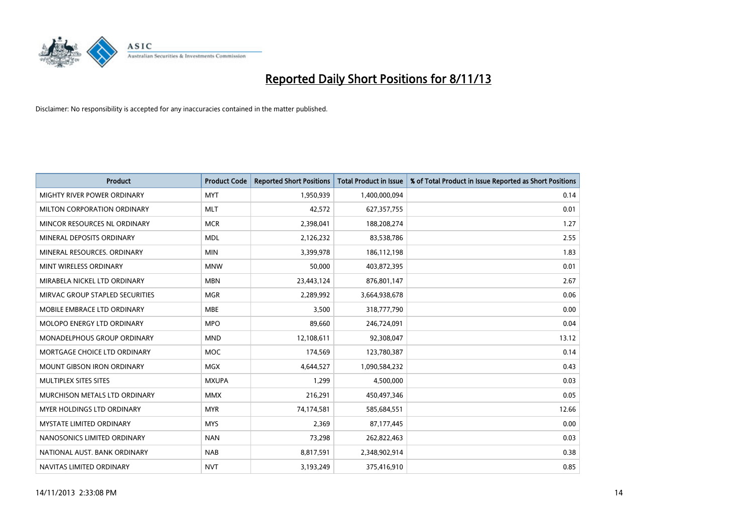# Reported Daily Short Positions for 8/11/13

Disclaimer: No responsibility is accepted for any inaccuracies contained in the matter published.

| Product | Product Code | Reported Short Positions | Total Product in Issue | % of Total Product in Issue Reported as Short Positions |
|---|---|---|---|---|
| MIGHTY RIVER POWER ORDINARY | MYT | 1,950,939 | 1,400,000,094 | 0.14 |
| MILTON CORPORATION ORDINARY | MLT | 42,572 | 627,357,755 | 0.01 |
| MINCOR RESOURCES NL ORDINARY | MCR | 2,398,041 | 188,208,274 | 1.27 |
| MINERAL DEPOSITS ORDINARY | MDL | 2,126,232 | 83,538,786 | 2.55 |
| MINERAL RESOURCES. ORDINARY | MIN | 3,399,978 | 186,112,198 | 1.83 |
| MINT WIRELESS ORDINARY | MNW | 50,000 | 403,872,395 | 0.01 |
| MIRABELA NICKEL LTD ORDINARY | MBN | 23,443,124 | 876,801,147 | 2.67 |
| MIRVAC GROUP STAPLED SECURITIES | MGR | 2,289,992 | 3,664,938,678 | 0.06 |
| MOBILE EMBRACE LTD ORDINARY | MBE | 3,500 | 318,777,790 | 0.00 |
| MOLOPO ENERGY LTD ORDINARY | MPO | 89,660 | 246,724,091 | 0.04 |
| MONADELPHOUS GROUP ORDINARY | MND | 12,108,611 | 92,308,047 | 13.12 |
| MORTGAGE CHOICE LTD ORDINARY | MOC | 174,569 | 123,780,387 | 0.14 |
| MOUNT GIBSON IRON ORDINARY | MGX | 4,644,527 | 1,090,584,232 | 0.43 |
| MULTIPLEX SITES SITES | MXUPA | 1,299 | 4,500,000 | 0.03 |
| MURCHISON METALS LTD ORDINARY | MMX | 216,291 | 450,497,346 | 0.05 |
| MYER HOLDINGS LTD ORDINARY | MYR | 74,174,581 | 585,684,551 | 12.66 |
| MYSTATE LIMITED ORDINARY | MYS | 2,369 | 87,177,445 | 0.00 |
| NANOSONICS LIMITED ORDINARY | NAN | 73,298 | 262,822,463 | 0.03 |
| NATIONAL AUST. BANK ORDINARY | NAB | 8,817,591 | 2,348,902,914 | 0.38 |
| NAVITAS LIMITED ORDINARY | NVT | 3,193,249 | 375,416,910 | 0.85 |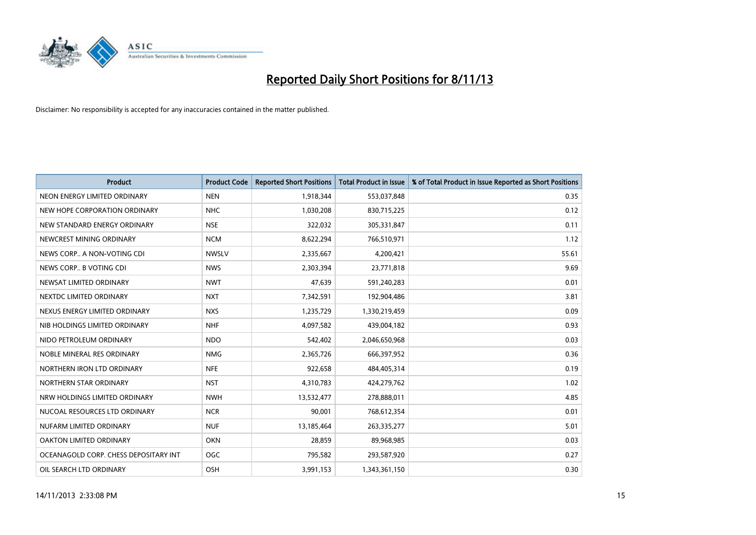# Reported Daily Short Positions for 8/11/13

Disclaimer: No responsibility is accepted for any inaccuracies contained in the matter published.

| Product | Product Code | Reported Short Positions | Total Product in Issue | % of Total Product in Issue Reported as Short Positions |
|---|---|---|---|---|
| NEON ENERGY LIMITED ORDINARY | NEN | 1,918,344 | 553,037,848 | 0.35 |
| NEW HOPE CORPORATION ORDINARY | NHC | 1,030,208 | 830,715,225 | 0.12 |
| NEW STANDARD ENERGY ORDINARY | NSE | 322,032 | 305,331,847 | 0.11 |
| NEWCREST MINING ORDINARY | NCM | 8,622,294 | 766,510,971 | 1.12 |
| NEWS CORP.. A NON-VOTING CDI | NWSLV | 2,335,667 | 4,200,421 | 55.61 |
| NEWS CORP.. B VOTING CDI | NWS | 2,303,394 | 23,771,818 | 9.69 |
| NEWSAT LIMITED ORDINARY | NWT | 47,639 | 591,240,283 | 0.01 |
| NEXTDC LIMITED ORDINARY | NXT | 7,342,591 | 192,904,486 | 3.81 |
| NEXUS ENERGY LIMITED ORDINARY | NXS | 1,235,729 | 1,330,219,459 | 0.09 |
| NIB HOLDINGS LIMITED ORDINARY | NHF | 4,097,582 | 439,004,182 | 0.93 |
| NIDO PETROLEUM ORDINARY | NDO | 542,402 | 2,046,650,968 | 0.03 |
| NOBLE MINERAL RES ORDINARY | NMG | 2,365,726 | 666,397,952 | 0.36 |
| NORTHERN IRON LTD ORDINARY | NFE | 922,658 | 484,405,314 | 0.19 |
| NORTHERN STAR ORDINARY | NST | 4,310,783 | 424,279,762 | 1.02 |
| NRW HOLDINGS LIMITED ORDINARY | NWH | 13,532,477 | 278,888,011 | 4.85 |
| NUCOAL RESOURCES LTD ORDINARY | NCR | 90,001 | 768,612,354 | 0.01 |
| NUFARM LIMITED ORDINARY | NUF | 13,185,464 | 263,335,277 | 5.01 |
| OAKTON LIMITED ORDINARY | OKN | 28,859 | 89,968,985 | 0.03 |
| OCEANAGOLD CORP. CHESS DEPOSITARY INT | OGC | 795,582 | 293,587,920 | 0.27 |
| OIL SEARCH LTD ORDINARY | OSH | 3,991,153 | 1,343,361,150 | 0.30 |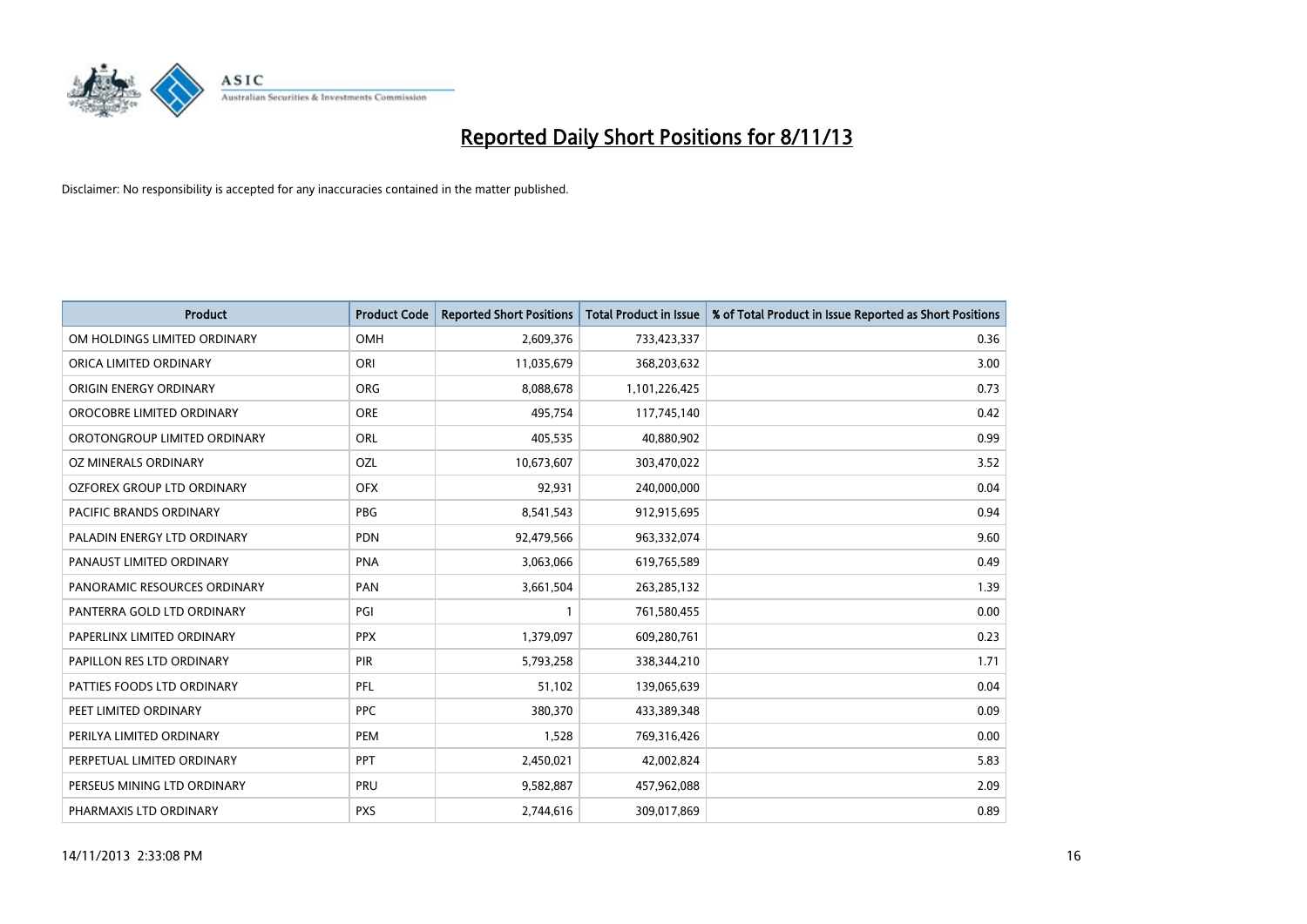# Reported Daily Short Positions for 8/11/13

Disclaimer: No responsibility is accepted for any inaccuracies contained in the matter published.

| Product | Product Code | Reported Short Positions | Total Product in Issue | % of Total Product in Issue Reported as Short Positions |
|---|---|---|---|---|
| OM HOLDINGS LIMITED ORDINARY | OMH | 2,609,376 | 733,423,337 | 0.36 |
| ORICA LIMITED ORDINARY | ORI | 11,035,679 | 368,203,632 | 3.00 |
| ORIGIN ENERGY ORDINARY | ORG | 8,088,678 | 1,101,226,425 | 0.73 |
| OROCOBRE LIMITED ORDINARY | ORE | 495,754 | 117,745,140 | 0.42 |
| OROTONGROUP LIMITED ORDINARY | ORL | 405,535 | 40,880,902 | 0.99 |
| OZ MINERALS ORDINARY | OZL | 10,673,607 | 303,470,022 | 3.52 |
| OZFOREX GROUP LTD ORDINARY | OFX | 92,931 | 240,000,000 | 0.04 |
| PACIFIC BRANDS ORDINARY | PBG | 8,541,543 | 912,915,695 | 0.94 |
| PALADIN ENERGY LTD ORDINARY | PDN | 92,479,566 | 963,332,074 | 9.60 |
| PANAUST LIMITED ORDINARY | PNA | 3,063,066 | 619,765,589 | 0.49 |
| PANORAMIC RESOURCES ORDINARY | PAN | 3,661,504 | 263,285,132 | 1.39 |
| PANTERRA GOLD LTD ORDINARY | PGI | 1 | 761,580,455 | 0.00 |
| PAPERLINX LIMITED ORDINARY | PPX | 1,379,097 | 609,280,761 | 0.23 |
| PAPILLON RES LTD ORDINARY | PIR | 5,793,258 | 338,344,210 | 1.71 |
| PATTIES FOODS LTD ORDINARY | PFL | 51,102 | 139,065,639 | 0.04 |
| PEET LIMITED ORDINARY | PPC | 380,370 | 433,389,348 | 0.09 |
| PERILYA LIMITED ORDINARY | PEM | 1,528 | 769,316,426 | 0.00 |
| PERPETUAL LIMITED ORDINARY | PPT | 2,450,021 | 42,002,824 | 5.83 |
| PERSEUS MINING LTD ORDINARY | PRU | 9,582,887 | 457,962,088 | 2.09 |
| PHARMAXIS LTD ORDINARY | PXS | 2,744,616 | 309,017,869 | 0.89 |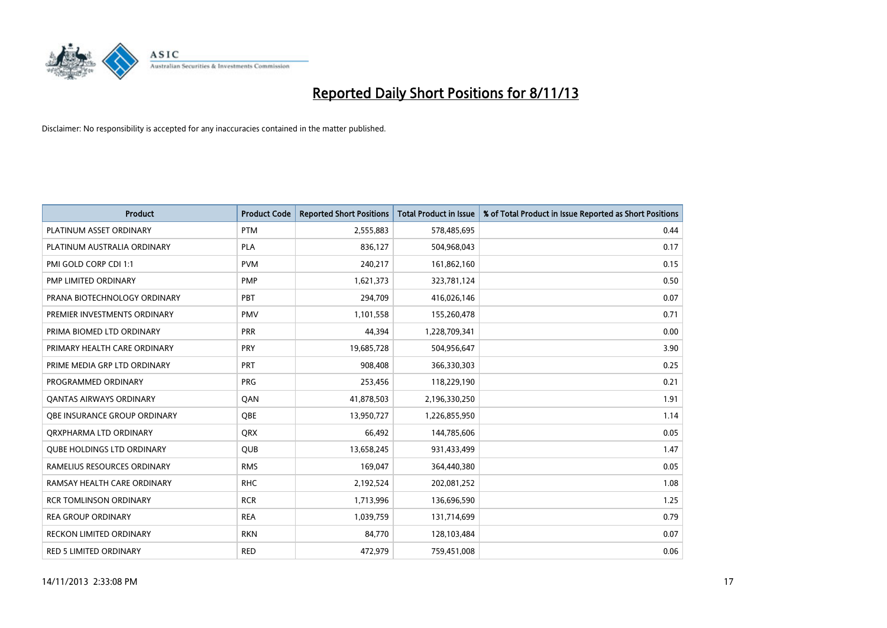# Reported Daily Short Positions for 8/11/13

Disclaimer: No responsibility is accepted for any inaccuracies contained in the matter published.

| Product | Product Code | Reported Short Positions | Total Product in Issue | % of Total Product in Issue Reported as Short Positions |
|---|---|---|---|---|
| PLATINUM ASSET ORDINARY | PTM | 2,555,883 | 578,485,695 | 0.44 |
| PLATINUM AUSTRALIA ORDINARY | PLA | 836,127 | 504,968,043 | 0.17 |
| PMI GOLD CORP CDI 1:1 | PVM | 240,217 | 161,862,160 | 0.15 |
| PMP LIMITED ORDINARY | PMP | 1,621,373 | 323,781,124 | 0.50 |
| PRANA BIOTECHNOLOGY ORDINARY | PBT | 294,709 | 416,026,146 | 0.07 |
| PREMIER INVESTMENTS ORDINARY | PMV | 1,101,558 | 155,260,478 | 0.71 |
| PRIMA BIOMED LTD ORDINARY | PRR | 44,394 | 1,228,709,341 | 0.00 |
| PRIMARY HEALTH CARE ORDINARY | PRY | 19,685,728 | 504,956,647 | 3.90 |
| PRIME MEDIA GRP LTD ORDINARY | PRT | 908,408 | 366,330,303 | 0.25 |
| PROGRAMMED ORDINARY | PRG | 253,456 | 118,229,190 | 0.21 |
| QANTAS AIRWAYS ORDINARY | QAN | 41,878,503 | 2,196,330,250 | 1.91 |
| QBE INSURANCE GROUP ORDINARY | QBE | 13,950,727 | 1,226,855,950 | 1.14 |
| QRXPHARMA LTD ORDINARY | QRX | 66,492 | 144,785,606 | 0.05 |
| QUBE HOLDINGS LTD ORDINARY | QUB | 13,658,245 | 931,433,499 | 1.47 |
| RAMELIUS RESOURCES ORDINARY | RMS | 169,047 | 364,440,380 | 0.05 |
| RAMSAY HEALTH CARE ORDINARY | RHC | 2,192,524 | 202,081,252 | 1.08 |
| RCR TOMLINSON ORDINARY | RCR | 1,713,996 | 136,696,590 | 1.25 |
| REA GROUP ORDINARY | REA | 1,039,759 | 131,714,699 | 0.79 |
| RECKON LIMITED ORDINARY | RKN | 84,770 | 128,103,484 | 0.07 |
| RED 5 LIMITED ORDINARY | RED | 472,979 | 759,451,008 | 0.06 |

14/11/2013 2:33:08 PM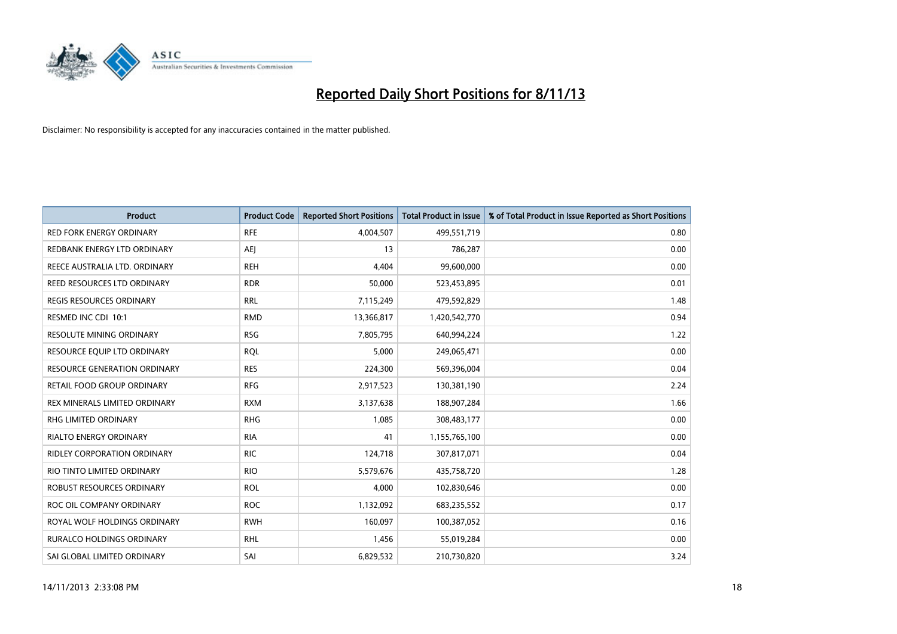# Reported Daily Short Positions for 8/11/13

Disclaimer: No responsibility is accepted for any inaccuracies contained in the matter published.

| Product | Product Code | Reported Short Positions | Total Product in Issue | % of Total Product in Issue Reported as Short Positions |
|---|---|---|---|---|
| RED FORK ENERGY ORDINARY | RFE | 4,004,507 | 499,551,719 | 0.80 |
| REDBANK ENERGY LTD ORDINARY | AEJ | 13 | 786,287 | 0.00 |
| REECE AUSTRALIA LTD. ORDINARY | REH | 4,404 | 99,600,000 | 0.00 |
| REED RESOURCES LTD ORDINARY | RDR | 50,000 | 523,453,895 | 0.01 |
| REGIS RESOURCES ORDINARY | RRL | 7,115,249 | 479,592,829 | 1.48 |
| RESMED INC CDI 10:1 | RMD | 13,366,817 | 1,420,542,770 | 0.94 |
| RESOLUTE MINING ORDINARY | RSG | 7,805,795 | 640,994,224 | 1.22 |
| RESOURCE EQUIP LTD ORDINARY | RQL | 5,000 | 249,065,471 | 0.00 |
| RESOURCE GENERATION ORDINARY | RES | 224,300 | 569,396,004 | 0.04 |
| RETAIL FOOD GROUP ORDINARY | RFG | 2,917,523 | 130,381,190 | 2.24 |
| REX MINERALS LIMITED ORDINARY | RXM | 3,137,638 | 188,907,284 | 1.66 |
| RHG LIMITED ORDINARY | RHG | 1,085 | 308,483,177 | 0.00 |
| RIALTO ENERGY ORDINARY | RIA | 41 | 1,155,765,100 | 0.00 |
| RIDLEY CORPORATION ORDINARY | RIC | 124,718 | 307,817,071 | 0.04 |
| RIO TINTO LIMITED ORDINARY | RIO | 5,579,676 | 435,758,720 | 1.28 |
| ROBUST RESOURCES ORDINARY | ROL | 4,000 | 102,830,646 | 0.00 |
| ROC OIL COMPANY ORDINARY | ROC | 1,132,092 | 683,235,552 | 0.17 |
| ROYAL WOLF HOLDINGS ORDINARY | RWH | 160,097 | 100,387,052 | 0.16 |
| RURALCO HOLDINGS ORDINARY | RHL | 1,456 | 55,019,284 | 0.00 |
| SAI GLOBAL LIMITED ORDINARY | SAI | 6,829,532 | 210,730,820 | 3.24 |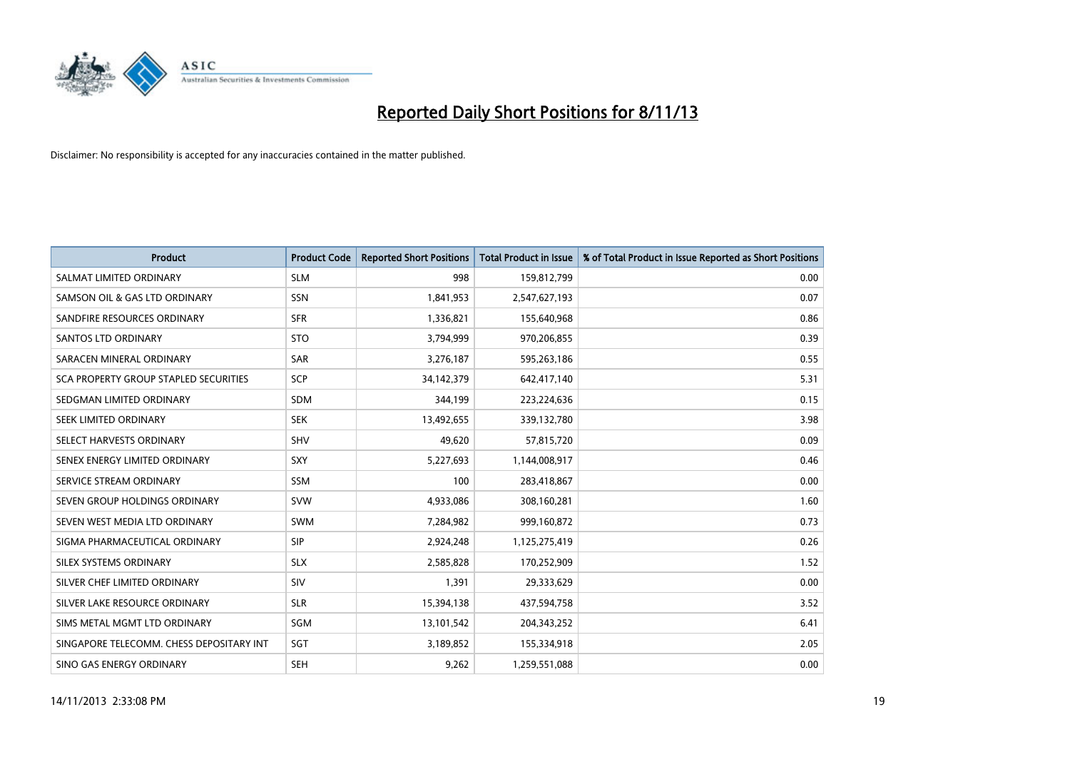# Reported Daily Short Positions for 8/11/13

Disclaimer: No responsibility is accepted for any inaccuracies contained in the matter published.

| Product | Product Code | Reported Short Positions | Total Product in Issue | % of Total Product in Issue Reported as Short Positions |
|---|---|---|---|---|
| SALMAT LIMITED ORDINARY | SLM | 998 | 159,812,799 | 0.00 |
| SAMSON OIL & GAS LTD ORDINARY | SSN | 1,841,953 | 2,547,627,193 | 0.07 |
| SANDFIRE RESOURCES ORDINARY | SFR | 1,336,821 | 155,640,968 | 0.86 |
| SANTOS LTD ORDINARY | STO | 3,794,999 | 970,206,855 | 0.39 |
| SARACEN MINERAL ORDINARY | SAR | 3,276,187 | 595,263,186 | 0.55 |
| SCA PROPERTY GROUP STAPLED SECURITIES | SCP | 34,142,379 | 642,417,140 | 5.31 |
| SEDGMAN LIMITED ORDINARY | SDM | 344,199 | 223,224,636 | 0.15 |
| SEEK LIMITED ORDINARY | SEK | 13,492,655 | 339,132,780 | 3.98 |
| SELECT HARVESTS ORDINARY | SHV | 49,620 | 57,815,720 | 0.09 |
| SENEX ENERGY LIMITED ORDINARY | SXY | 5,227,693 | 1,144,008,917 | 0.46 |
| SERVICE STREAM ORDINARY | SSM | 100 | 283,418,867 | 0.00 |
| SEVEN GROUP HOLDINGS ORDINARY | SVW | 4,933,086 | 308,160,281 | 1.60 |
| SEVEN WEST MEDIA LTD ORDINARY | SWM | 7,284,982 | 999,160,872 | 0.73 |
| SIGMA PHARMACEUTICAL ORDINARY | SIP | 2,924,248 | 1,125,275,419 | 0.26 |
| SILEX SYSTEMS ORDINARY | SLX | 2,585,828 | 170,252,909 | 1.52 |
| SILVER CHEF LIMITED ORDINARY | SIV | 1,391 | 29,333,629 | 0.00 |
| SILVER LAKE RESOURCE ORDINARY | SLR | 15,394,138 | 437,594,758 | 3.52 |
| SIMS METAL MGMT LTD ORDINARY | SGM | 13,101,542 | 204,343,252 | 6.41 |
| SINGAPORE TELECOMM. CHESS DEPOSITARY INT | SGT | 3,189,852 | 155,334,918 | 2.05 |
| SINO GAS ENERGY ORDINARY | SEH | 9,262 | 1,259,551,088 | 0.00 |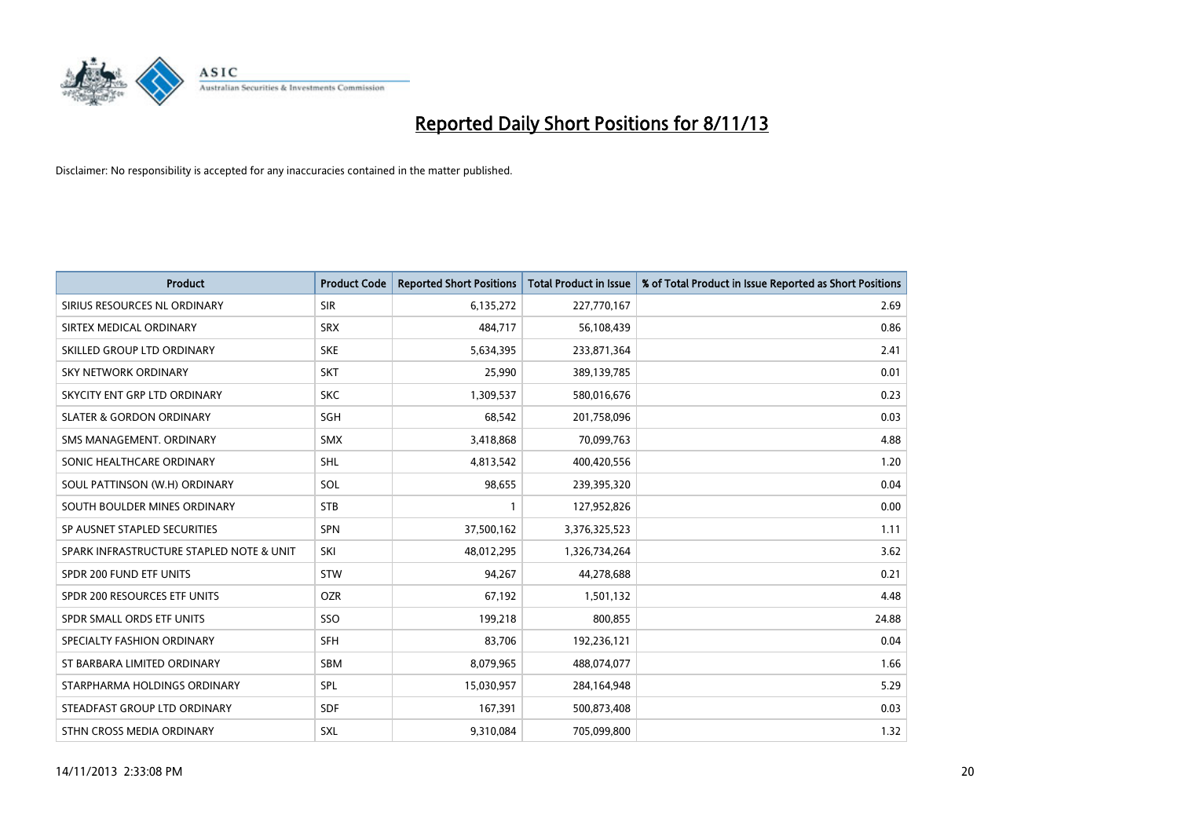# Reported Daily Short Positions for 8/11/13

Disclaimer: No responsibility is accepted for any inaccuracies contained in the matter published.

| Product | Product Code | Reported Short Positions | Total Product in Issue | % of Total Product in Issue Reported as Short Positions |
|---|---|---|---|---|
| SIRIUS RESOURCES NL ORDINARY | SIR | 6,135,272 | 227,770,167 | 2.69 |
| SIRTEX MEDICAL ORDINARY | SRX | 484,717 | 56,108,439 | 0.86 |
| SKILLED GROUP LTD ORDINARY | SKE | 5,634,395 | 233,871,364 | 2.41 |
| SKY NETWORK ORDINARY | SKT | 25,990 | 389,139,785 | 0.01 |
| SKYCITY ENT GRP LTD ORDINARY | SKC | 1,309,537 | 580,016,676 | 0.23 |
| SLATER & GORDON ORDINARY | SGH | 68,542 | 201,758,096 | 0.03 |
| SMS MANAGEMENT. ORDINARY | SMX | 3,418,868 | 70,099,763 | 4.88 |
| SONIC HEALTHCARE ORDINARY | SHL | 4,813,542 | 400,420,556 | 1.20 |
| SOUL PATTINSON (W.H) ORDINARY | SOL | 98,655 | 239,395,320 | 0.04 |
| SOUTH BOULDER MINES ORDINARY | STB | 1 | 127,952,826 | 0.00 |
| SP AUSNET STAPLED SECURITIES | SPN | 37,500,162 | 3,376,325,523 | 1.11 |
| SPARK INFRASTRUCTURE STAPLED NOTE & UNIT | SKI | 48,012,295 | 1,326,734,264 | 3.62 |
| SPDR 200 FUND ETF UNITS | STW | 94,267 | 44,278,688 | 0.21 |
| SPDR 200 RESOURCES ETF UNITS | OZR | 67,192 | 1,501,132 | 4.48 |
| SPDR SMALL ORDS ETF UNITS | SSO | 199,218 | 800,855 | 24.88 |
| SPECIALTY FASHION ORDINARY | SFH | 83,706 | 192,236,121 | 0.04 |
| ST BARBARA LIMITED ORDINARY | SBM | 8,079,965 | 488,074,077 | 1.66 |
| STARPHARMA HOLDINGS ORDINARY | SPL | 15,030,957 | 284,164,948 | 5.29 |
| STEADFAST GROUP LTD ORDINARY | SDF | 167,391 | 500,873,408 | 0.03 |
| STHN CROSS MEDIA ORDINARY | SXL | 9,310,084 | 705,099,800 | 1.32 |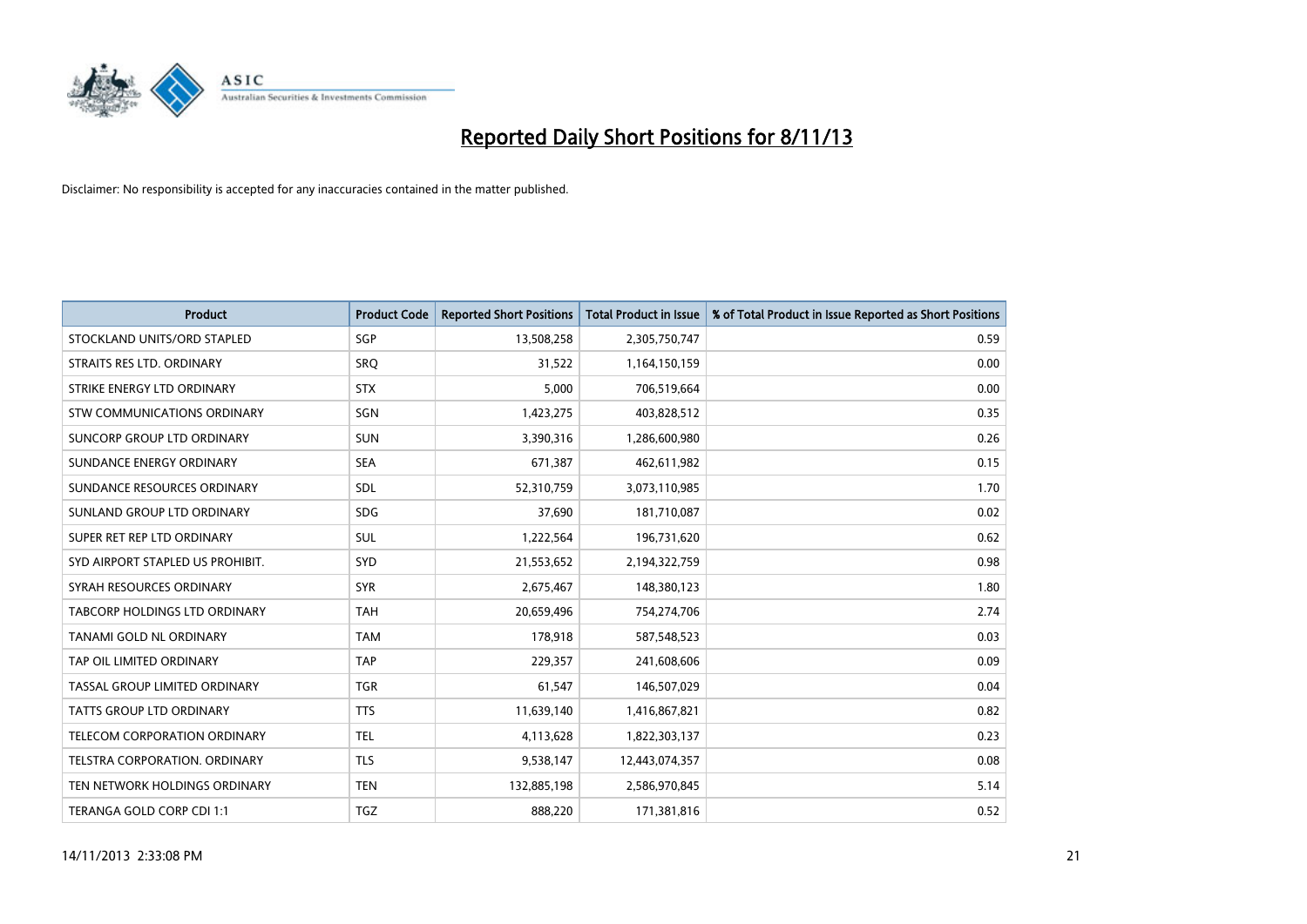# Reported Daily Short Positions for 8/11/13

Disclaimer: No responsibility is accepted for any inaccuracies contained in the matter published.

| Product | Product Code | Reported Short Positions | Total Product in Issue | % of Total Product in Issue Reported as Short Positions |
|---|---|---|---|---|
| STOCKLAND UNITS/ORD STAPLED | SGP | 13,508,258 | 2,305,750,747 | 0.59 |
| STRAITS RES LTD. ORDINARY | SRQ | 31,522 | 1,164,150,159 | 0.00 |
| STRIKE ENERGY LTD ORDINARY | STX | 5,000 | 706,519,664 | 0.00 |
| STW COMMUNICATIONS ORDINARY | SGN | 1,423,275 | 403,828,512 | 0.35 |
| SUNCORP GROUP LTD ORDINARY | SUN | 3,390,316 | 1,286,600,980 | 0.26 |
| SUNDANCE ENERGY ORDINARY | SEA | 671,387 | 462,611,982 | 0.15 |
| SUNDANCE RESOURCES ORDINARY | SDL | 52,310,759 | 3,073,110,985 | 1.70 |
| SUNLAND GROUP LTD ORDINARY | SDG | 37,690 | 181,710,087 | 0.02 |
| SUPER RET REP LTD ORDINARY | SUL | 1,222,564 | 196,731,620 | 0.62 |
| SYD AIRPORT STAPLED US PROHIBIT. | SYD | 21,553,652 | 2,194,322,759 | 0.98 |
| SYRAH RESOURCES ORDINARY | SYR | 2,675,467 | 148,380,123 | 1.80 |
| TABCORP HOLDINGS LTD ORDINARY | TAH | 20,659,496 | 754,274,706 | 2.74 |
| TANAMI GOLD NL ORDINARY | TAM | 178,918 | 587,548,523 | 0.03 |
| TAP OIL LIMITED ORDINARY | TAP | 229,357 | 241,608,606 | 0.09 |
| TASSAL GROUP LIMITED ORDINARY | TGR | 61,547 | 146,507,029 | 0.04 |
| TATTS GROUP LTD ORDINARY | TTS | 11,639,140 | 1,416,867,821 | 0.82 |
| TELECOM CORPORATION ORDINARY | TEL | 4,113,628 | 1,822,303,137 | 0.23 |
| TELSTRA CORPORATION. ORDINARY | TLS | 9,538,147 | 12,443,074,357 | 0.08 |
| TEN NETWORK HOLDINGS ORDINARY | TEN | 132,885,198 | 2,586,970,845 | 5.14 |
| TERANGA GOLD CORP CDI 1:1 | TGZ | 888,220 | 171,381,816 | 0.52 |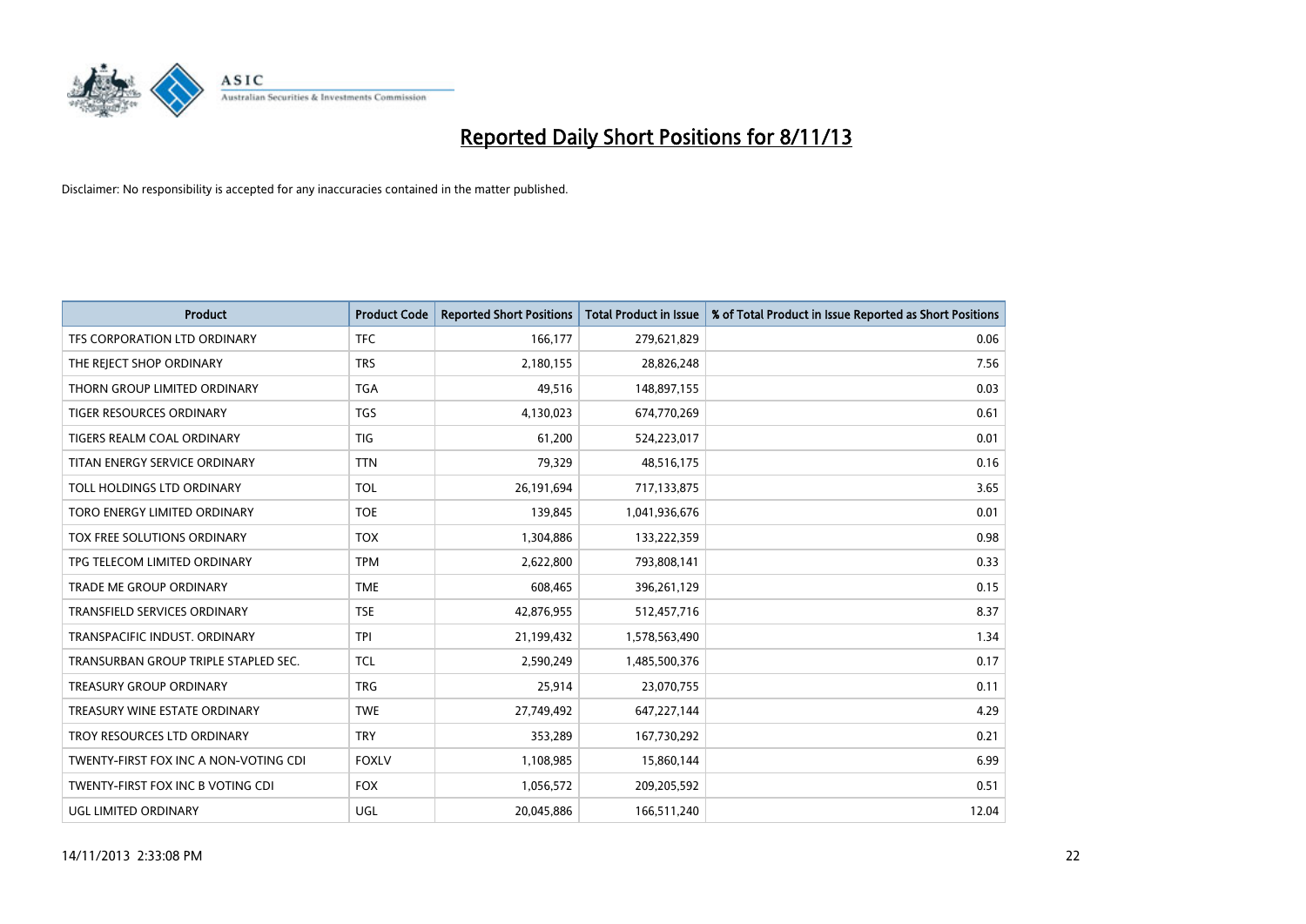# Reported Daily Short Positions for 8/11/13

Disclaimer: No responsibility is accepted for any inaccuracies contained in the matter published.

| Product | Product Code | Reported Short Positions | Total Product in Issue | % of Total Product in Issue Reported as Short Positions |
|---|---|---|---|---|
| TFS CORPORATION LTD ORDINARY | TFC | 166,177 | 279,621,829 | 0.06 |
| THE REJECT SHOP ORDINARY | TRS | 2,180,155 | 28,826,248 | 7.56 |
| THORN GROUP LIMITED ORDINARY | TGA | 49,516 | 148,897,155 | 0.03 |
| TIGER RESOURCES ORDINARY | TGS | 4,130,023 | 674,770,269 | 0.61 |
| TIGERS REALM COAL ORDINARY | TIG | 61,200 | 524,223,017 | 0.01 |
| TITAN ENERGY SERVICE ORDINARY | TTN | 79,329 | 48,516,175 | 0.16 |
| TOLL HOLDINGS LTD ORDINARY | TOL | 26,191,694 | 717,133,875 | 3.65 |
| TORO ENERGY LIMITED ORDINARY | TOE | 139,845 | 1,041,936,676 | 0.01 |
| TOX FREE SOLUTIONS ORDINARY | TOX | 1,304,886 | 133,222,359 | 0.98 |
| TPG TELECOM LIMITED ORDINARY | TPM | 2,622,800 | 793,808,141 | 0.33 |
| TRADE ME GROUP ORDINARY | TME | 608,465 | 396,261,129 | 0.15 |
| TRANSFIELD SERVICES ORDINARY | TSE | 42,876,955 | 512,457,716 | 8.37 |
| TRANSPACIFIC INDUST. ORDINARY | TPI | 21,199,432 | 1,578,563,490 | 1.34 |
| TRANSURBAN GROUP TRIPLE STAPLED SEC. | TCL | 2,590,249 | 1,485,500,376 | 0.17 |
| TREASURY GROUP ORDINARY | TRG | 25,914 | 23,070,755 | 0.11 |
| TREASURY WINE ESTATE ORDINARY | TWE | 27,749,492 | 647,227,144 | 4.29 |
| TROY RESOURCES LTD ORDINARY | TRY | 353,289 | 167,730,292 | 0.21 |
| TWENTY-FIRST FOX INC A NON-VOTING CDI | FOXLV | 1,108,985 | 15,860,144 | 6.99 |
| TWENTY-FIRST FOX INC B VOTING CDI | FOX | 1,056,572 | 209,205,592 | 0.51 |
| UGL LIMITED ORDINARY | UGL | 20,045,886 | 166,511,240 | 12.04 |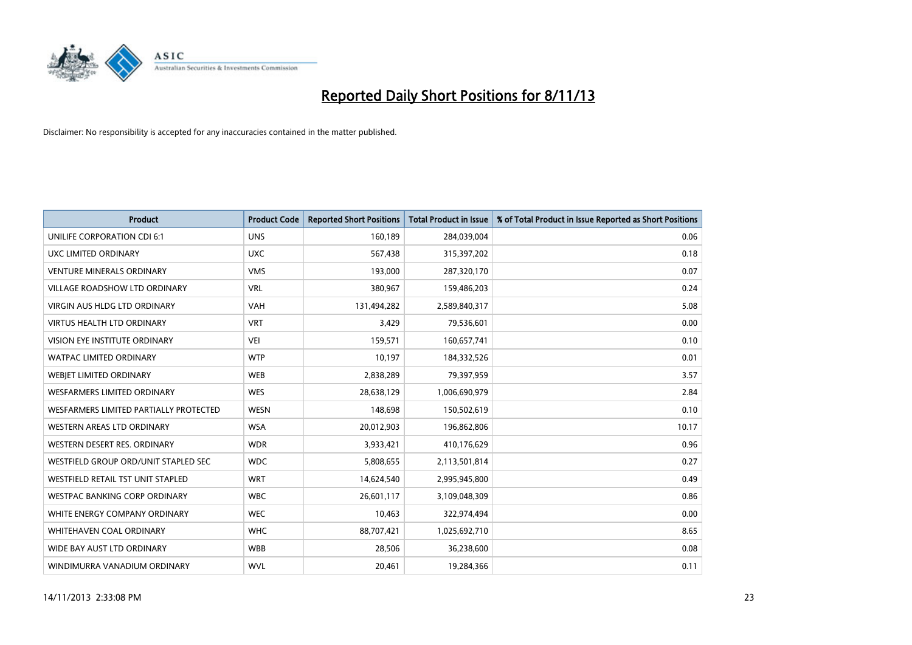# Reported Daily Short Positions for 8/11/13

Disclaimer: No responsibility is accepted for any inaccuracies contained in the matter published.

| Product | Product Code | Reported Short Positions | Total Product in Issue | % of Total Product in Issue Reported as Short Positions |
|---|---|---|---|---|
| UNILIFE CORPORATION CDI 6:1 | UNS | 160,189 | 284,039,004 | 0.06 |
| UXC LIMITED ORDINARY | UXC | 567,438 | 315,397,202 | 0.18 |
| VENTURE MINERALS ORDINARY | VMS | 193,000 | 287,320,170 | 0.07 |
| VILLAGE ROADSHOW LTD ORDINARY | VRL | 380,967 | 159,486,203 | 0.24 |
| VIRGIN AUS HLDG LTD ORDINARY | VAH | 131,494,282 | 2,589,840,317 | 5.08 |
| VIRTUS HEALTH LTD ORDINARY | VRT | 3,429 | 79,536,601 | 0.00 |
| VISION EYE INSTITUTE ORDINARY | VEI | 159,571 | 160,657,741 | 0.10 |
| WATPAC LIMITED ORDINARY | WTP | 10,197 | 184,332,526 | 0.01 |
| WEBJET LIMITED ORDINARY | WEB | 2,838,289 | 79,397,959 | 3.57 |
| WESFARMERS LIMITED ORDINARY | WES | 28,638,129 | 1,006,690,979 | 2.84 |
| WESFARMERS LIMITED PARTIALLY PROTECTED | WESN | 148,698 | 150,502,619 | 0.10 |
| WESTERN AREAS LTD ORDINARY | WSA | 20,012,903 | 196,862,806 | 10.17 |
| WESTERN DESERT RES. ORDINARY | WDR | 3,933,421 | 410,176,629 | 0.96 |
| WESTFIELD GROUP ORD/UNIT STAPLED SEC | WDC | 5,808,655 | 2,113,501,814 | 0.27 |
| WESTFIELD RETAIL TST UNIT STAPLED | WRT | 14,624,540 | 2,995,945,800 | 0.49 |
| WESTPAC BANKING CORP ORDINARY | WBC | 26,601,117 | 3,109,048,309 | 0.86 |
| WHITE ENERGY COMPANY ORDINARY | WEC | 10,463 | 322,974,494 | 0.00 |
| WHITEHAVEN COAL ORDINARY | WHC | 88,707,421 | 1,025,692,710 | 8.65 |
| WIDE BAY AUST LTD ORDINARY | WBB | 28,506 | 36,238,600 | 0.08 |
| WINDIMURRA VANADIUM ORDINARY | WVL | 20,461 | 19,284,366 | 0.11 |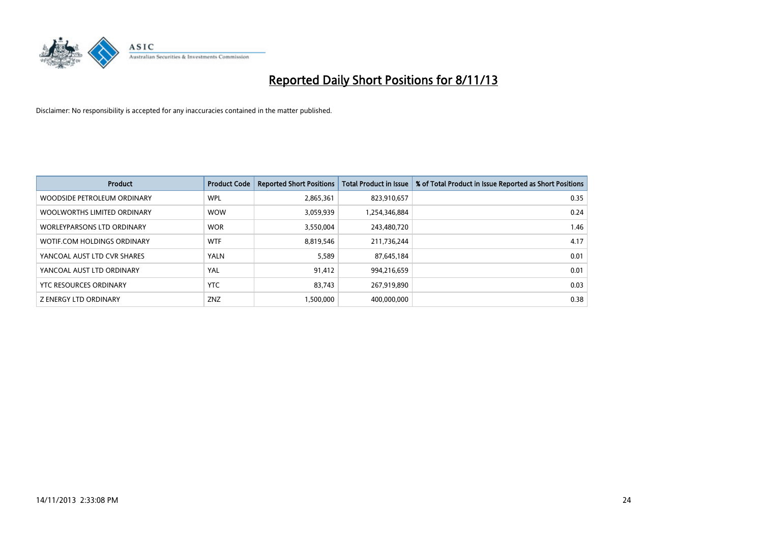# Reported Daily Short Positions for 8/11/13

Disclaimer: No responsibility is accepted for any inaccuracies contained in the matter published.

| Product | Product Code | Reported Short Positions | Total Product in Issue | % of Total Product in Issue Reported as Short Positions |
|---|---|---|---|---|
| WOODSIDE PETROLEUM ORDINARY | WPL | 2,865,361 | 823,910,657 | 0.35 |
| WOOLWORTHS LIMITED ORDINARY | WOW | 3,059,939 | 1,254,346,884 | 0.24 |
| WORLEYPARSONS LTD ORDINARY | WOR | 3,550,004 | 243,480,720 | 1.46 |
| WOTIF.COM HOLDINGS ORDINARY | WTF | 8,819,546 | 211,736,244 | 4.17 |
| YANCOAL AUST LTD CVR SHARES | YALN | 5,589 | 87,645,184 | 0.01 |
| YANCOAL AUST LTD ORDINARY | YAL | 91,412 | 994,216,659 | 0.01 |
| YTC RESOURCES ORDINARY | YTC | 83,743 | 267,919,890 | 0.03 |
| Z ENERGY LTD ORDINARY | ZNZ | 1,500,000 | 400,000,000 | 0.38 |

14/11/2013 2:33:08 PM